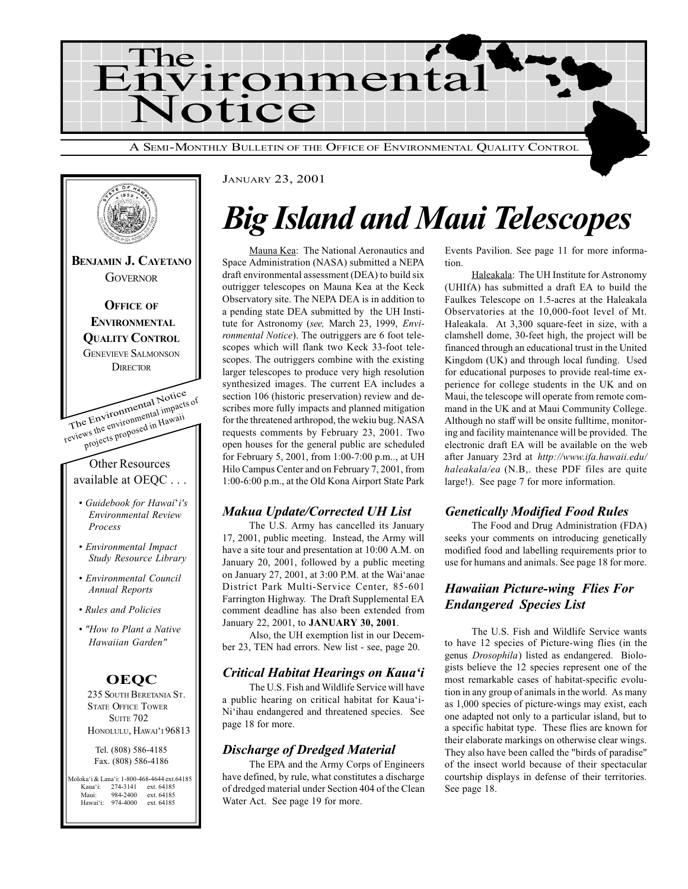# The Environmental Notice

A SEMI-MONTHLY BULLETIN OF THE OFFICE OF ENVIRONMENTAL QUALITY CONTROL

**BENJAMIN J. CAYETANO**
GOVERNOR

**OFFICE OF ENVIRONMENTAL QUALITY CONTROL**
GENEVIEVE SALMONSON
DIRECTOR

The Environmental Notice reviews the environmental impacts of projects proposed in Hawaii

Other Resources available at OEQC . . .

- *Guidebook for Hawai'i's Environmental Review Process*
- *Environmental Impact Study Resource Library*
- *Environmental Council Annual Reports*
- *Rules and Policies*
- *"How to Plant a Native Hawaiian Garden"*

**OEQC**
235 SOUTH BERETANIA ST.
STATE OFFICE TOWER
SUITE 702
HONOLULU, HAWAI'I 96813

Tel. (808) 586-4185
Fax. (808) 586-4186

Moloka'i & Lana'i: 1-800-468-4644 ext.64185
Kaua'i: 274-3141 ext. 64185
Maui: 984-2400 ext. 64185
Hawai'i: 974-4000 ext. 64185

JANUARY 23, 2001

# *Big Island and Maui Telescopes*

Mauna Kea: The National Aeronautics and Space Administration (NASA) submitted a NEPA draft environmental assessment (DEA) to build six outrigger telescopes on Mauna Kea at the Keck Observatory site. The NEPA DEA is in addition to a pending state DEA submitted by the UH Institute for Astronomy (*see,* March 23, 1999, *Environmental Notice*). The outriggers are 6 foot telescopes which will flank two Keck 33-foot telescopes. The outriggers combine with the existing larger telescopes to produce very high resolution synthesized images. The current EA includes a section 106 (historic preservation) review and describes more fully impacts and planned mitigation for the threatened arthropod, the wekiu bug. NASA requests comments by February 23, 2001. Two open houses for the general public are scheduled for February 5, 2001, from 1:00-7:00 p.m.., at UH Hilo Campus Center and on February 7, 2001, from 1:00-6:00 p.m., at the Old Kona Airport State Park Events Pavilion. See page 11 for more information.

Haleakala: The UH Institute for Astronomy (UHIfA) has submitted a draft EA to build the Faulkes Telescope on 1.5-acres at the Haleakala Observatories at the 10,000-foot level of Mt. Haleakala. At 3,300 square-feet in size, with a clamshell dome, 30-feet high, the project will be financed through an educational trust in the United Kingdom (UK) and through local funding. Used for educational purposes to provide real-time experience for college students in the UK and on Maui, the telescope will operate from remote command in the UK and at Maui Community College. Although no staff will be onsite fulltime, monitoring and facility maintenance will be provided. The electronic draft EA will be available on the web after January 23rd at *http://www.ifa.hawaii.edu/haleakala/ea* (N.B,. these PDF files are quite large!). See page 7 for more information.

## *Makua Update/Corrected UH List*

The U.S. Army has cancelled its January 17, 2001, public meeting. Instead, the Army will have a site tour and presentation at 10:00 A.M. on January 20, 2001, followed by a public meeting on January 27, 2001, at 3:00 P.M. at the Wai'anae District Park Multi-Service Center, 85-601 Farrington Highway. The Draft Supplemental EA comment deadline has also been extended from January 22, 2001, to **JANUARY 30, 2001**.

Also, the UH exemption list in our December 23, TEN had errors. New list - see, page 20.

## *Critical Habitat Hearings on Kaua'i*

The U.S. Fish and Wildlife Service will have a public hearing on critical habitat for Kaua'i-Ni'ihau endangered and threatened species. See page 18 for more.

## *Discharge of Dredged Material*

The EPA and the Army Corps of Engineers have defined, by rule, what constitutes a discharge of dredged material under Section 404 of the Clean Water Act. See page 19 for more.

## *Genetically Modified Food Rules*

The Food and Drug Administration (FDA) seeks your comments on introducing genetically modified food and labelling requirements prior to use for humans and animals. See page 18 for more.

## *Hawaiian Picture-wing Flies For Endangered Species List*

The U.S. Fish and Wildlife Service wants to have 12 species of Picture-wing flies (in the genus *Drosophila*) listed as endangered. Biologists believe the 12 species represent one of the most remarkable cases of habitat-specific evolution in any group of animals in the world. As many as 1,000 species of picture-wings may exist, each one adapted not only to a particular island, but to a specific habitat type. These flies are known for their elaborate markings on otherwise clear wings. They also have been called the "birds of paradise" of the insect world because of their spectacular courtship displays in defense of their territories. See page 18.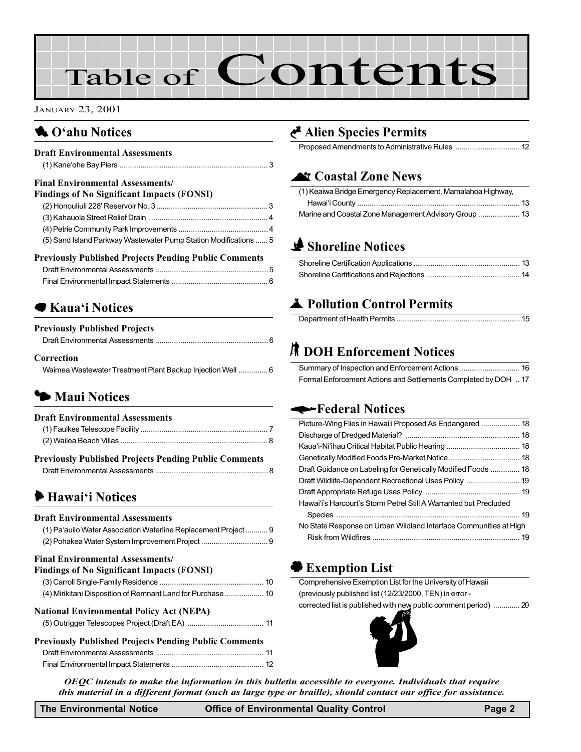# Table of Contents

January 23, 2001

## O'ahu Notices

### Draft Environmental Assessments

(1) Kane'ohe Bay Piers ... 3

### Final Environmental Assessments/ Findings of No Significant Impacts (FONSI)

(2) Honouliuli 228' Reservoir No. 3 ... 3
(3) Kahauola Street Relief Drain ... 4
(4) Petrie Community Park Improvements ... 4
(5) Sand Island Parkway Wastewater Pump Station Modifications ... 5

### Previously Published Projects Pending Public Comments

Draft Environmental Assessments ... 5
Final Environmental Impact Statements ... 6

## Kaua'i Notices

### Previously Published Projects

Draft Environmental Assessments ... 6

### Correction

Waimea Wastewater Treatment Plant Backup Injection Well ... 6

## Maui Notices

### Draft Environmental Assessments

(1) Faulkes Telescope Facility ... 7
(2) Wailea Beach Villas ... 8

### Previously Published Projects Pending Public Comments

Draft Environmental Assessments ... 8

## Hawai'i Notices

### Draft Environmental Assessments

(1) Pa'auilo Water Association Waterline Replacement Project ... 9
(2) Pohakea Water System Improvement Project ... 9

### Final Environmental Assessments/ Findings of No Significant Impacts (FONSI)

(3) Carroll Single-Family Residence ... 10
(4) Mirikitani Disposition of Remnant Land for Purchase ... 10

### National Environmental Policy Act (NEPA)

(5) Outrigger Telescopes Project (Draft EA) ... 11

### Previously Published Projects Pending Public Comments

Draft Environmental Assessments ... 11
Final Environmental Impact Statements ... 12

## Alien Species Permits

Proposed Amendments to Administrative Rules ... 12

## Coastal Zone News

(1) Keaiwa Bridge Emergency Replacement, Mamalahoa Highway, Hawai'i County ... 13
Marine and Coastal Zone Management Advisory Group ... 13

## Shoreline Notices

Shoreline Certification Applications ... 13
Shoreline Certifications and Rejections ... 14

## Pollution Control Permits

Department of Health Permits ... 15

## DOH Enforcement Notices

Summary of Inspection and Enforcement Actions ... 16
Formal Enforcement Actions and Settlements Completed by DOH ... 17

## Federal Notices

Picture-Wing Flies in Hawai'i Proposed As Endangered ... 18
Discharge of Dredged Material? ... 18
Kaua'i-Ni'ihau Critical Habitat Public Hearing ... 18
Genetically Modified Foods Pre-Market Notice ... 18
Draft Guidance on Labeling for Genetically Modified Foods ... 18
Draft Wildlife-Dependent Recreational Uses Policy ... 19
Draft Appropriate Refuge Uses Policy ... 19
Hawai'i's Harcourt's Storm Petrel Still A Warranted but Precluded Species ... 19
No State Response on Urban Wildland Interface Communities at High Risk from Wildfires ... 19

## Exemption List

Comprehensive Exemption List for the University of Hawaii (previously published list (12/23/2000, TEN) in error - corrected list is published with new public comment period) ... 20

***OEQC intends to make the information in this bulletin accessible to everyone. Individuals that require this material in a different format (such as large type or braille), should contact our office for assistance.***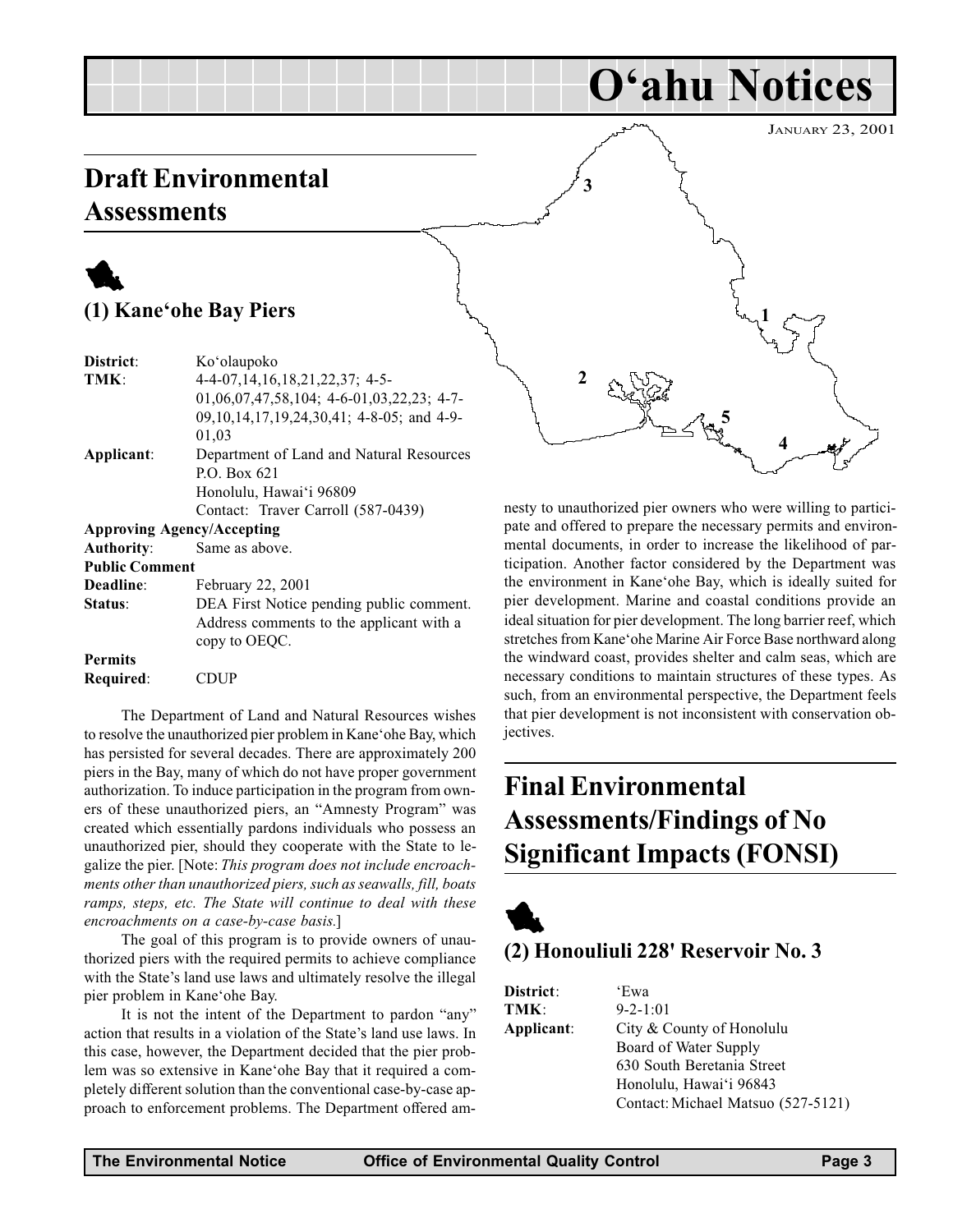# O'ahu Notices

January 23, 2001

## Draft Environmental Assessments

### (1) Kane'ohe Bay Piers

| | |
|---|---|
| **District**: | Ko'olaupoko |
| **TMK**: | 4-4-07,14,16,18,21,22,37; 4-5-01,06,07,47,58,104; 4-6-01,03,22,23; 4-7-09,10,14,17,19,24,30,41; 4-8-05; and 4-9-01,03 |
| **Applicant**: | Department of Land and Natural Resources<br>P.O. Box 621<br>Honolulu, Hawai'i 96809<br>Contact: Traver Carroll (587-0439) |
| **Approving Agency/Accepting Authority**: | Same as above. |
| **Public Comment Deadline**: | February 22, 2001 |
| **Status**: | DEA First Notice pending public comment. Address comments to the applicant with a copy to OEQC. |
| **Permits Required**: | CDUP |

The Department of Land and Natural Resources wishes to resolve the unauthorized pier problem in Kane'ohe Bay, which has persisted for several decades. There are approximately 200 piers in the Bay, many of which do not have proper government authorization. To induce participation in the program from owners of these unauthorized piers, an "Amnesty Program" was created which essentially pardons individuals who possess an unauthorized pier, should they cooperate with the State to legalize the pier. [Note: *This program does not include encroachments other than unauthorized piers, such as seawalls, fill, boats ramps, steps, etc. The State will continue to deal with these encroachments on a case-by-case basis.*]

The goal of this program is to provide owners of unauthorized piers with the required permits to achieve compliance with the State's land use laws and ultimately resolve the illegal pier problem in Kane'ohe Bay.

It is not the intent of the Department to pardon "any" action that results in a violation of the State's land use laws. In this case, however, the Department decided that the pier problem was so extensive in Kane'ohe Bay that it required a completely different solution than the conventional case-by-case approach to enforcement problems. The Department offered amnesty to unauthorized pier owners who were willing to participate and offered to prepare the necessary permits and environmental documents, in order to increase the likelihood of participation. Another factor considered by the Department was the environment in Kane'ohe Bay, which is ideally suited for pier development. Marine and coastal conditions provide an ideal situation for pier development. The long barrier reef, which stretches from Kane'ohe Marine Air Force Base northward along the windward coast, provides shelter and calm seas, which are necessary conditions to maintain structures of these types. As such, from an environmental perspective, the Department feels that pier development is not inconsistent with conservation objectives.

## Final Environmental Assessments/Findings of No Significant Impacts (FONSI)

### (2) Honouliuli 228' Reservoir No. 3

| | |
|---|---|
| **District**: | 'Ewa |
| **TMK**: | 9-2-1:01 |
| **Applicant**: | City & County of Honolulu<br>Board of Water Supply<br>630 South Beretania Street<br>Honolulu, Hawai'i 96843<br>Contact: Michael Matsuo (527-5121) |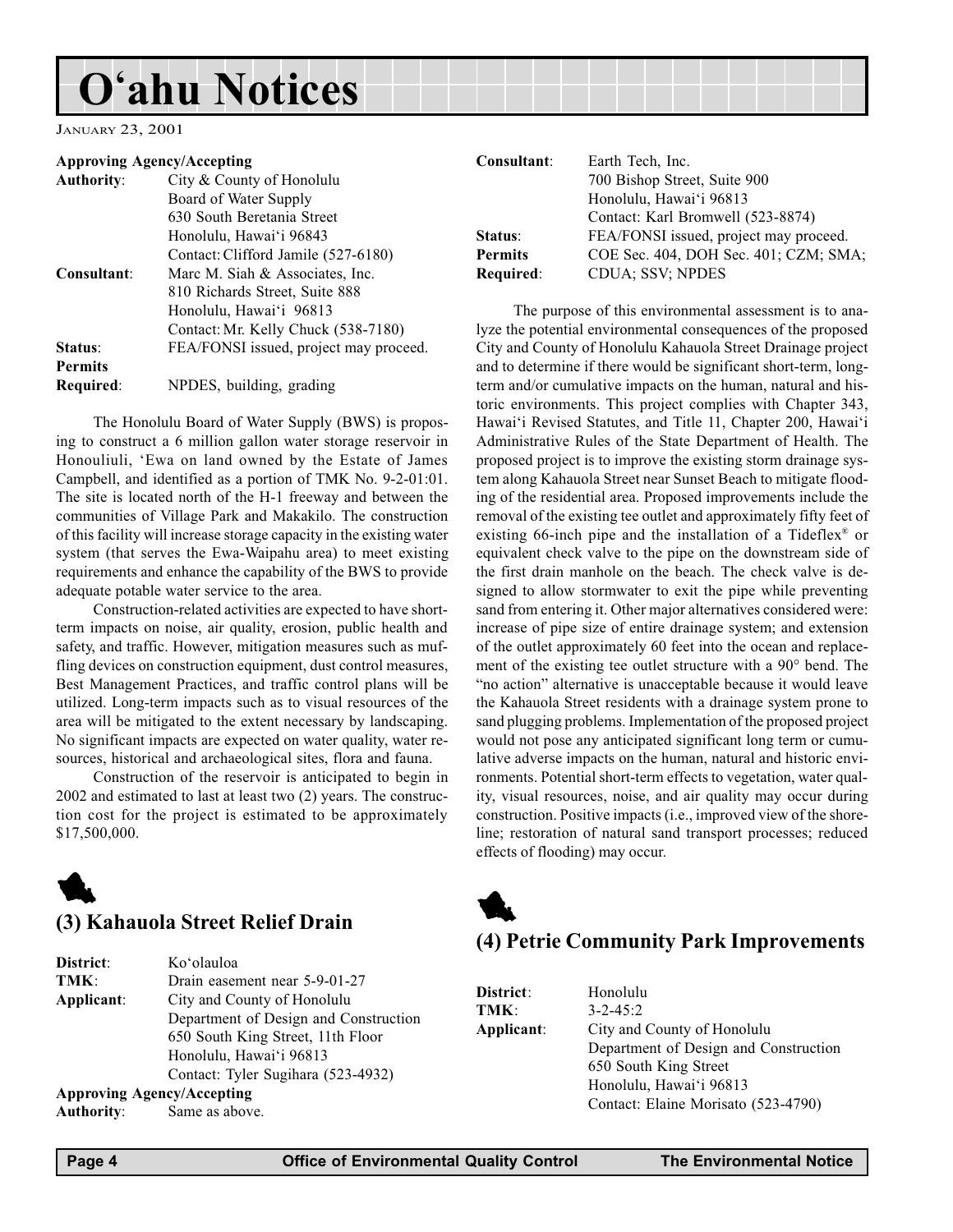| | |
|---|---|
| **Approving Agency/Accepting Authority**: | City & County of Honolulu<br>Board of Water Supply<br>630 South Beretania Street<br>Honolulu, Hawai'i 96843<br>Contact: Clifford Jamile (527-6180) |
| **Consultant**: | Marc M. Siah & Associates, Inc.<br>810 Richards Street, Suite 888<br>Honolulu, Hawai'i 96813<br>Contact: Mr. Kelly Chuck (538-7180) |
| **Status**: | FEA/FONSI issued, project may proceed. |
| **Permits Required**: | NPDES, building, grading |

The Honolulu Board of Water Supply (BWS) is proposing to construct a 6 million gallon water storage reservoir in Honouliuli, 'Ewa on land owned by the Estate of James Campbell, and identified as a portion of TMK No. 9-2-01:01. The site is located north of the H-1 freeway and between the communities of Village Park and Makakilo. The construction of this facility will increase storage capacity in the existing water system (that serves the Ewa-Waipahu area) to meet existing requirements and enhance the capability of the BWS to provide adequate potable water service to the area.

Construction-related activities are expected to have short-term impacts on noise, air quality, erosion, public health and safety, and traffic. However, mitigation measures such as muffling devices on construction equipment, dust control measures, Best Management Practices, and traffic control plans will be utilized. Long-term impacts such as to visual resources of the area will be mitigated to the extent necessary by landscaping. No significant impacts are expected on water quality, water resources, historical and archaeological sites, flora and fauna.

Construction of the reservoir is anticipated to begin in 2002 and estimated to last at least two (2) years. The construction cost for the project is estimated to be approximately $17,500,000.

## (3) Kahauola Street Relief Drain

| | |
|---|---|
| **District**: | Ko'olauloa |
| **TMK**: | Drain easement near 5-9-01-27 |
| **Applicant**: | City and County of Honolulu<br>Department of Design and Construction<br>650 South King Street, 11th Floor<br>Honolulu, Hawai'i 96813<br>Contact: Tyler Sugihara (523-4932) |
| **Approving Agency/Accepting Authority**: | Same as above. |
| **Consultant**: | Earth Tech, Inc.<br>700 Bishop Street, Suite 900<br>Honolulu, Hawai'i 96813<br>Contact: Karl Bromwell (523-8874) |
| **Status**: | FEA/FONSI issued, project may proceed. |
| **Permits Required**: | COE Sec. 404, DOH Sec. 401; CZM; SMA; CDUA; SSV; NPDES |

The purpose of this environmental assessment is to analyze the potential environmental consequences of the proposed City and County of Honolulu Kahauola Street Drainage project and to determine if there would be significant short-term, long-term and/or cumulative impacts on the human, natural and historic environments. This project complies with Chapter 343, Hawai'i Revised Statutes, and Title 11, Chapter 200, Hawai'i Administrative Rules of the State Department of Health. The proposed project is to improve the existing storm drainage system along Kahauola Street near Sunset Beach to mitigate flooding of the residential area. Proposed improvements include the removal of the existing tee outlet and approximately fifty feet of existing 66-inch pipe and the installation of a Tideflex® or equivalent check valve to the pipe on the downstream side of the first drain manhole on the beach. The check valve is designed to allow stormwater to exit the pipe while preventing sand from entering it. Other major alternatives considered were: increase of pipe size of entire drainage system; and extension of the outlet approximately 60 feet into the ocean and replacement of the existing tee outlet structure with a 90° bend. The "no action" alternative is unacceptable because it would leave the Kahauola Street residents with a drainage system prone to sand plugging problems. Implementation of the proposed project would not pose any anticipated significant long term or cumulative adverse impacts on the human, natural and historic environments. Potential short-term effects to vegetation, water quality, visual resources, noise, and air quality may occur during construction. Positive impacts (i.e., improved view of the shoreline; restoration of natural sand transport processes; reduced effects of flooding) may occur.

## (4) Petrie Community Park Improvements

| | |
|---|---|
| **District**: | Honolulu |
| **TMK**: | 3-2-45:2 |
| **Applicant**: | City and County of Honolulu<br>Department of Design and Construction<br>650 South King Street<br>Honolulu, Hawai'i 96813<br>Contact: Elaine Morisato (523-4790) |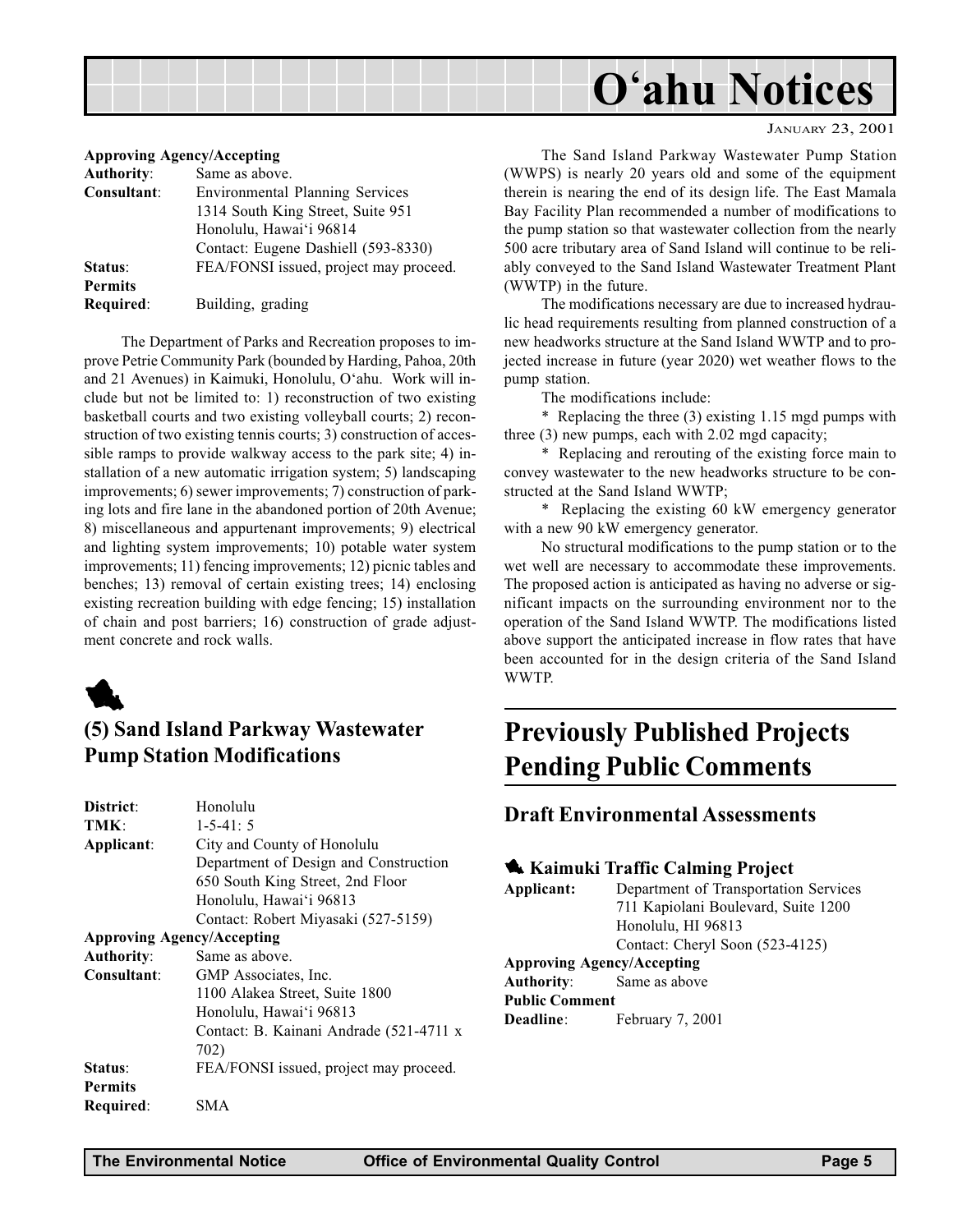**Approving Agency/Accepting**
**Authority**: Same as above.
**Consultant**: Environmental Planning Services
1314 South King Street, Suite 951
Honolulu, Hawai'i 96814
Contact: Eugene Dashiell (593-8330)
**Status**: FEA/FONSI issued, project may proceed.
**Permits Required**: Building, grading

The Department of Parks and Recreation proposes to improve Petrie Community Park (bounded by Harding, Pahoa, 20th and 21 Avenues) in Kaimuki, Honolulu, O'ahu. Work will include but not be limited to: 1) reconstruction of two existing basketball courts and two existing volleyball courts; 2) reconstruction of two existing tennis courts; 3) construction of accessible ramps to provide walkway access to the park site; 4) installation of a new automatic irrigation system; 5) landscaping improvements; 6) sewer improvements; 7) construction of parking lots and fire lane in the abandoned portion of 20th Avenue; 8) miscellaneous and appurtenant improvements; 9) electrical and lighting system improvements; 10) potable water system improvements; 11) fencing improvements; 12) picnic tables and benches; 13) removal of certain existing trees; 14) enclosing existing recreation building with edge fencing; 15) installation of chain and post barriers; 16) construction of grade adjustment concrete and rock walls.

## (5) Sand Island Parkway Wastewater Pump Station Modifications

**District**: Honolulu
**TMK**: 1-5-41: 5
**Applicant**: City and County of Honolulu
Department of Design and Construction
650 South King Street, 2nd Floor
Honolulu, Hawai'i 96813
Contact: Robert Miyasaki (527-5159)
**Approving Agency/Accepting**
**Authority**: Same as above.
**Consultant**: GMP Associates, Inc.
1100 Alakea Street, Suite 1800
Honolulu, Hawai'i 96813
Contact: B. Kainani Andrade (521-4711 x 702)
**Status**: FEA/FONSI issued, project may proceed.
**Permits Required**: SMA

The Sand Island Parkway Wastewater Pump Station (WWPS) is nearly 20 years old and some of the equipment therein is nearing the end of its design life. The East Mamala Bay Facility Plan recommended a number of modifications to the pump station so that wastewater collection from the nearly 500 acre tributary area of Sand Island will continue to be reliably conveyed to the Sand Island Wastewater Treatment Plant (WWTP) in the future.

The modifications necessary are due to increased hydraulic head requirements resulting from planned construction of a new headworks structure at the Sand Island WWTP and to projected increase in future (year 2020) wet weather flows to the pump station.

The modifications include:

\* Replacing the three (3) existing 1.15 mgd pumps with three (3) new pumps, each with 2.02 mgd capacity;

\* Replacing and rerouting of the existing force main to convey wastewater to the new headworks structure to be constructed at the Sand Island WWTP;

\* Replacing the existing 60 kW emergency generator with a new 90 kW emergency generator.

No structural modifications to the pump station or to the wet well are necessary to accommodate these improvements. The proposed action is anticipated as having no adverse or significant impacts on the surrounding environment nor to the operation of the Sand Island WWTP. The modifications listed above support the anticipated increase in flow rates that have been accounted for in the design criteria of the Sand Island WWTP.

# Previously Published Projects Pending Public Comments

## Draft Environmental Assessments

### Kaimuki Traffic Calming Project

**Applicant:** Department of Transportation Services
711 Kapiolani Boulevard, Suite 1200
Honolulu, HI 96813
Contact: Cheryl Soon (523-4125)
**Approving Agency/Accepting**
**Authority**: Same as above
**Public Comment Deadline**: February 7, 2001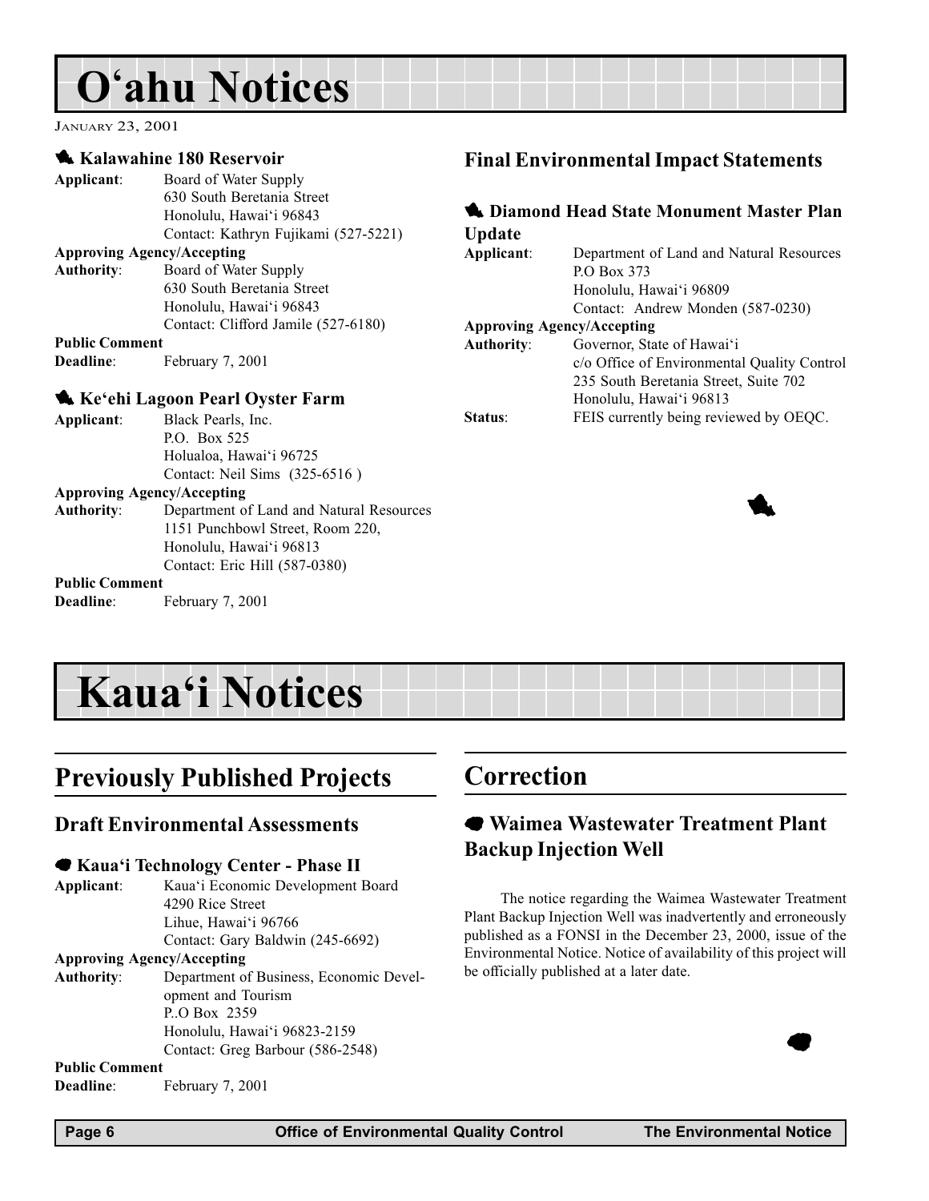# O'ahu Notices

JANUARY 23, 2001

### Kalawahine 180 Reservoir

**Applicant**: Board of Water Supply
630 South Beretania Street
Honolulu, Hawai'i 96843
Contact: Kathryn Fujikami (527-5221)

**Approving Agency/Accepting Authority**: Board of Water Supply
630 South Beretania Street
Honolulu, Hawai'i 96843
Contact: Clifford Jamile (527-6180)

**Public Comment Deadline**: February 7, 2001

### Ke'ehi Lagoon Pearl Oyster Farm

**Applicant**: Black Pearls, Inc.
P.O. Box 525
Holualoa, Hawai'i 96725
Contact: Neil Sims (325-6516 )

**Approving Agency/Accepting Authority**: Department of Land and Natural Resources
1151 Punchbowl Street, Room 220,
Honolulu, Hawai'i 96813
Contact: Eric Hill (587-0380)

**Public Comment Deadline**: February 7, 2001

## Final Environmental Impact Statements

### Diamond Head State Monument Master Plan Update

**Applicant**: Department of Land and Natural Resources
P.O Box 373
Honolulu, Hawai'i 96809
Contact: Andrew Monden (587-0230)

**Approving Agency/Accepting Authority**: Governor, State of Hawai'i
c/o Office of Environmental Quality Control
235 South Beretania Street, Suite 702
Honolulu, Hawai'i 96813

**Status**: FEIS currently being reviewed by OEQC.

# Kaua'i Notices

## Previously Published Projects

### Draft Environmental Assessments

#### Kaua'i Technology Center - Phase II

**Applicant**: Kaua'i Economic Development Board
4290 Rice Street
Lihue, Hawai'i 96766
Contact: Gary Baldwin (245-6692)

**Approving Agency/Accepting Authority**: Department of Business, Economic Development and Tourism
P..O Box 2359
Honolulu, Hawai'i 96823-2159
Contact: Greg Barbour (586-2548)

**Public Comment Deadline**: February 7, 2001

## Correction

### Waimea Wastewater Treatment Plant Backup Injection Well

The notice regarding the Waimea Wastewater Treatment Plant Backup Injection Well was inadvertently and erroneously published as a FONSI in the December 23, 2000, issue of the Environmental Notice. Notice of availability of this project will be officially published at a later date.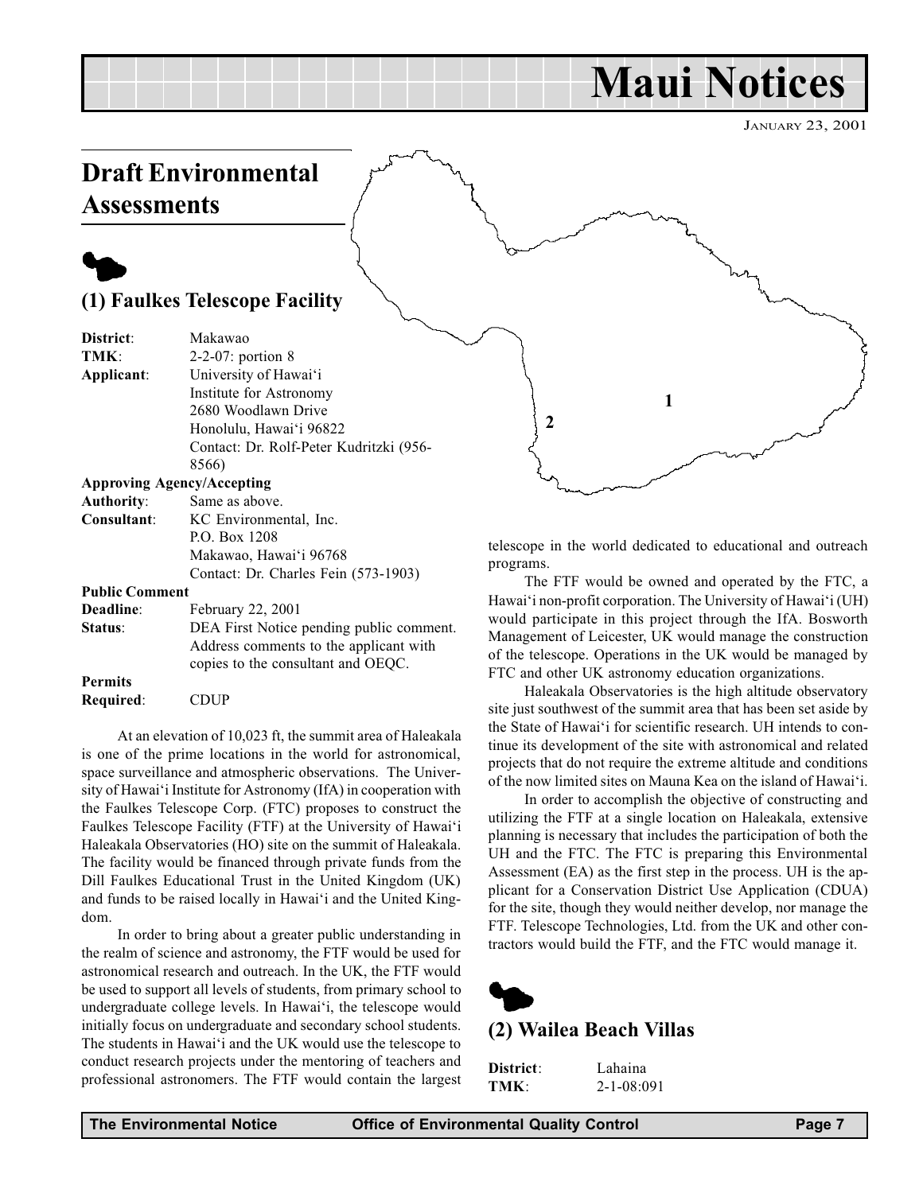# Maui Notices

JANUARY 23, 2001

## Draft Environmental Assessments

### (1) Faulkes Telescope Facility

**District**: Makawao
**TMK**: 2-2-07: portion 8
**Applicant**: University of Hawai'i Institute for Astronomy, 2680 Woodlawn Drive, Honolulu, Hawai'i 96822. Contact: Dr. Rolf-Peter Kudritzki (956-8566)

**Approving Agency/Accepting Authority**: Same as above.
**Consultant**: KC Environmental, Inc., P.O. Box 1208, Makawao, Hawai'i 96768. Contact: Dr. Charles Fein (573-1903)

**Public Comment Deadline**: February 22, 2001
**Status**: DEA First Notice pending public comment. Address comments to the applicant with copies to the consultant and OEQC.

**Permits Required**: CDUP

At an elevation of 10,023 ft, the summit area of Haleakala is one of the prime locations in the world for astronomical, space surveillance and atmospheric observations. The University of Hawai'i Institute for Astronomy (IfA) in cooperation with the Faulkes Telescope Corp. (FTC) proposes to construct the Faulkes Telescope Facility (FTF) at the University of Hawai'i Haleakala Observatories (HO) site on the summit of Haleakala. The facility would be financed through private funds from the Dill Faulkes Educational Trust in the United Kingdom (UK) and funds to be raised locally in Hawai'i and the United Kingdom.

In order to bring about a greater public understanding in the realm of science and astronomy, the FTF would be used for astronomical research and outreach. In the UK, the FTF would be used to support all levels of students, from primary school to undergraduate college levels. In Hawai'i, the telescope would initially focus on undergraduate and secondary school students. The students in Hawai'i and the UK would use the telescope to conduct research projects under the mentoring of teachers and professional astronomers. The FTF would contain the largest telescope in the world dedicated to educational and outreach programs.

The FTF would be owned and operated by the FTC, a Hawai'i non-profit corporation. The University of Hawai'i (UH) would participate in this project through the IfA. Bosworth Management of Leicester, UK would manage the construction of the telescope. Operations in the UK would be managed by FTC and other UK astronomy education organizations.

Haleakala Observatories is the high altitude observatory site just southwest of the summit area that has been set aside by the State of Hawai'i for scientific research. UH intends to continue its development of the site with astronomical and related projects that do not require the extreme altitude and conditions of the now limited sites on Mauna Kea on the island of Hawai'i.

In order to accomplish the objective of constructing and utilizing the FTF at a single location on Haleakala, extensive planning is necessary that includes the participation of both the UH and the FTC. The FTC is preparing this Environmental Assessment (EA) as the first step in the process. UH is the applicant for a Conservation District Use Application (CDUA) for the site, though they would neither develop, nor manage the FTF. Telescope Technologies, Ltd. from the UK and other contractors would build the FTF, and the FTC would manage it.

### (2) Wailea Beach Villas

**District**: Lahaina
**TMK**: 2-1-08:091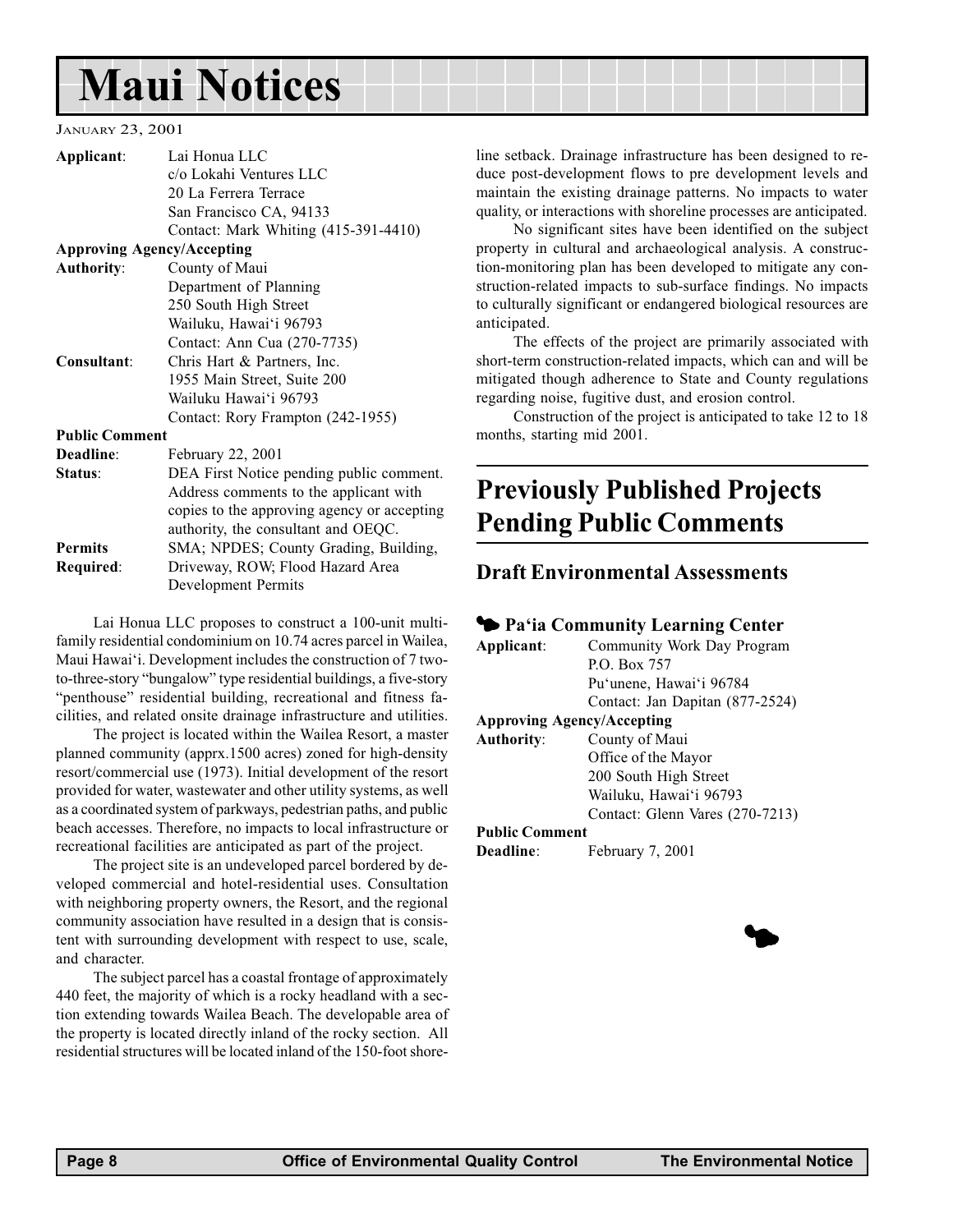# Maui Notices

January 23, 2001

| | |
|---|---|
| **Applicant**: | Lai Honua LLC<br>c/o Lokahi Ventures LLC<br>20 La Ferrera Terrace<br>San Francisco CA, 94133<br>Contact: Mark Whiting (415-391-4410) |
| **Approving Agency/Accepting Authority**: | County of Maui<br>Department of Planning<br>250 South High Street<br>Wailuku, Hawai'i 96793<br>Contact: Ann Cua (270-7735) |
| **Consultant**: | Chris Hart & Partners, Inc.<br>1955 Main Street, Suite 200<br>Wailuku Hawai'i 96793<br>Contact: Rory Frampton (242-1955) |
| **Public Comment Deadline**: | February 22, 2001 |
| **Status**: | DEA First Notice pending public comment. Address comments to the applicant with copies to the approving agency or accepting authority, the consultant and OEQC. |
| **Permits Required**: | SMA; NPDES; County Grading, Building, Driveway, ROW; Flood Hazard Area Development Permits |

Lai Honua LLC proposes to construct a 100-unit multi-family residential condominium on 10.74 acres parcel in Wailea, Maui Hawai'i. Development includes the construction of 7 two-to-three-story "bungalow" type residential buildings, a five-story "penthouse" residential building, recreational and fitness facilities, and related onsite drainage infrastructure and utilities.

The project is located within the Wailea Resort, a master planned community (apprx.1500 acres) zoned for high-density resort/commercial use (1973). Initial development of the resort provided for water, wastewater and other utility systems, as well as a coordinated system of parkways, pedestrian paths, and public beach accesses. Therefore, no impacts to local infrastructure or recreational facilities are anticipated as part of the project.

The project site is an undeveloped parcel bordered by developed commercial and hotel-residential uses. Consultation with neighboring property owners, the Resort, and the regional community association have resulted in a design that is consistent with surrounding development with respect to use, scale, and character.

The subject parcel has a coastal frontage of approximately 440 feet, the majority of which is a rocky headland with a section extending towards Wailea Beach. The developable area of the property is located directly inland of the rocky section. All residential structures will be located inland of the 150-foot shoreline setback. Drainage infrastructure has been designed to reduce post-development flows to pre development levels and maintain the existing drainage patterns. No impacts to water quality, or interactions with shoreline processes are anticipated.

No significant sites have been identified on the subject property in cultural and archaeological analysis. A construction-monitoring plan has been developed to mitigate any construction-related impacts to sub-surface findings. No impacts to culturally significant or endangered biological resources are anticipated.

The effects of the project are primarily associated with short-term construction-related impacts, which can and will be mitigated though adherence to State and County regulations regarding noise, fugitive dust, and erosion control.

Construction of the project is anticipated to take 12 to 18 months, starting mid 2001.

## Previously Published Projects Pending Public Comments

### Draft Environmental Assessments

#### Pa'ia Community Learning Center

| | |
|---|---|
| **Applicant**: | Community Work Day Program<br>P.O. Box 757<br>Pu'unene, Hawai'i 96784<br>Contact: Jan Dapitan (877-2524) |
| **Approving Agency/Accepting Authority**: | County of Maui<br>Office of the Mayor<br>200 South High Street<br>Wailuku, Hawai'i 96793<br>Contact: Glenn Vares (270-7213) |
| **Public Comment Deadline**: | February 7, 2001 |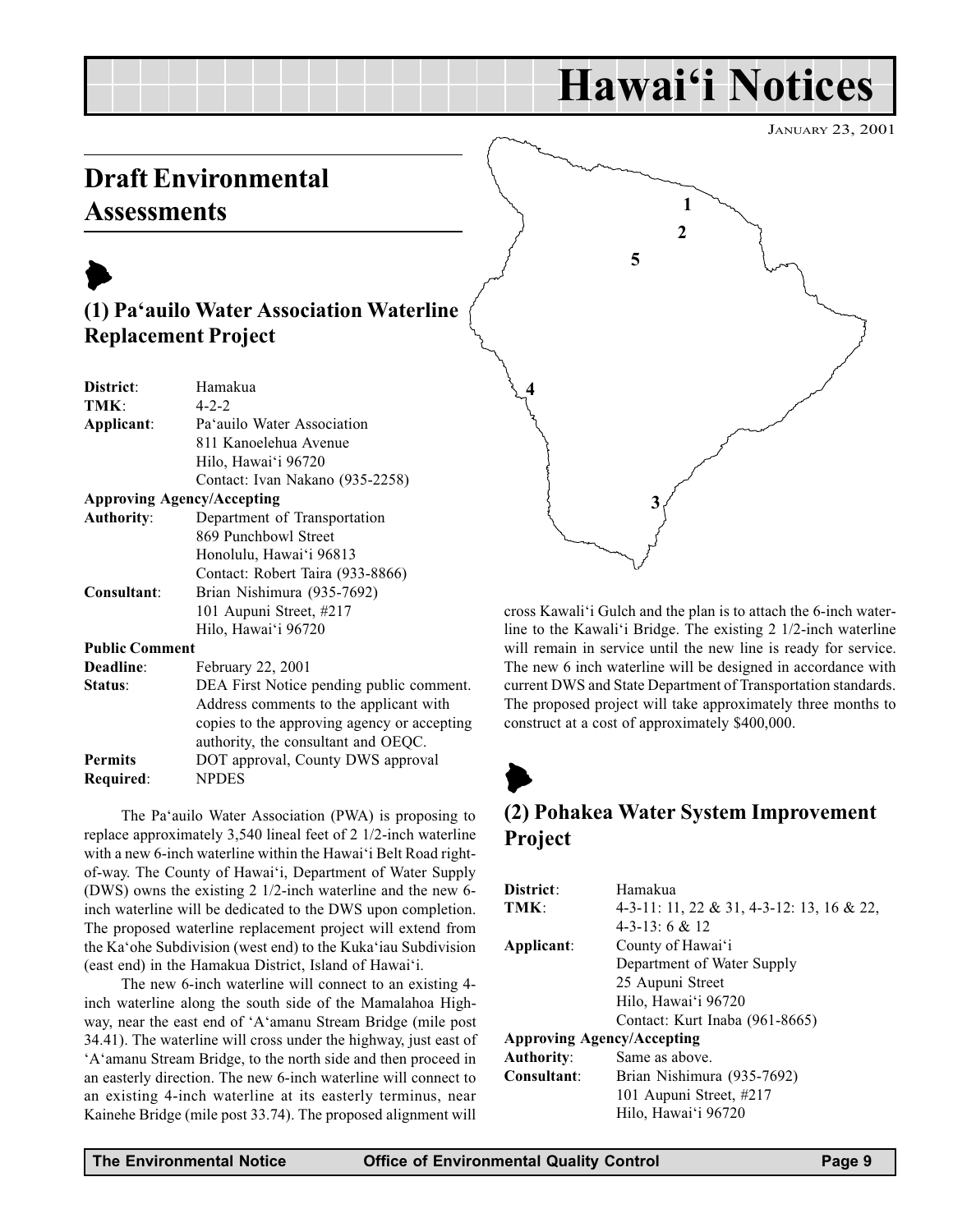# Hawai‘i Notices

JANUARY 23, 2001

## Draft Environmental Assessments

### (1) Pa‘auilo Water Association Waterline Replacement Project

| | |
|---|---|
| **District**: | Hamakua |
| **TMK**: | 4-2-2 |
| **Applicant**: | Pa‘auilo Water Association<br>811 Kanoelehua Avenue<br>Hilo, Hawai‘i 96720<br>Contact: Ivan Nakano (935-2258) |
| **Approving Agency/Accepting Authority**: | Department of Transportation<br>869 Punchbowl Street<br>Honolulu, Hawai‘i 96813<br>Contact: Robert Taira (933-8866) |
| **Consultant**: | Brian Nishimura (935-7692)<br>101 Aupuni Street, #217<br>Hilo, Hawai‘i 96720 |
| **Public Comment Deadline**: | February 22, 2001 |
| **Status**: | DEA First Notice pending public comment. Address comments to the applicant with copies to the approving agency or accepting authority, the consultant and OEQC. |
| **Permits Required**: | DOT approval, County DWS approval NPDES |

The Pa‘auilo Water Association (PWA) is proposing to replace approximately 3,540 lineal feet of 2 1/2-inch waterline with a new 6-inch waterline within the Hawai‘i Belt Road right-of-way. The County of Hawai‘i, Department of Water Supply (DWS) owns the existing 2 1/2-inch waterline and the new 6-inch waterline will be dedicated to the DWS upon completion. The proposed waterline replacement project will extend from the Ka‘ohe Subdivision (west end) to the Kuka‘iau Subdivision (east end) in the Hamakua District, Island of Hawai‘i.

The new 6-inch waterline will connect to an existing 4-inch waterline along the south side of the Mamalahoa Highway, near the east end of ‘A‘amanu Stream Bridge (mile post 34.41). The waterline will cross under the highway, just east of ‘A‘amanu Stream Bridge, to the north side and then proceed in an easterly direction. The new 6-inch waterline will connect to an existing 4-inch waterline at its easterly terminus, near Kainehe Bridge (mile post 33.74). The proposed alignment will cross Kawali‘i Gulch and the plan is to attach the 6-inch waterline to the Kawali‘i Bridge. The existing 2 1/2-inch waterline will remain in service until the new line is ready for service. The new 6 inch waterline will be designed in accordance with current DWS and State Department of Transportation standards. The proposed project will take approximately three months to construct at a cost of approximately $400,000.

### (2) Pohakea Water System Improvement Project

| | |
|---|---|
| **District**: | Hamakua |
| **TMK**: | 4-3-11: 11, 22 & 31, 4-3-12: 13, 16 & 22, 4-3-13: 6 & 12 |
| **Applicant**: | County of Hawai‘i<br>Department of Water Supply<br>25 Aupuni Street<br>Hilo, Hawai‘i 96720<br>Contact: Kurt Inaba (961-8665) |
| **Approving Agency/Accepting Authority**: | Same as above. |
| **Consultant**: | Brian Nishimura (935-7692)<br>101 Aupuni Street, #217<br>Hilo, Hawai‘i 96720 |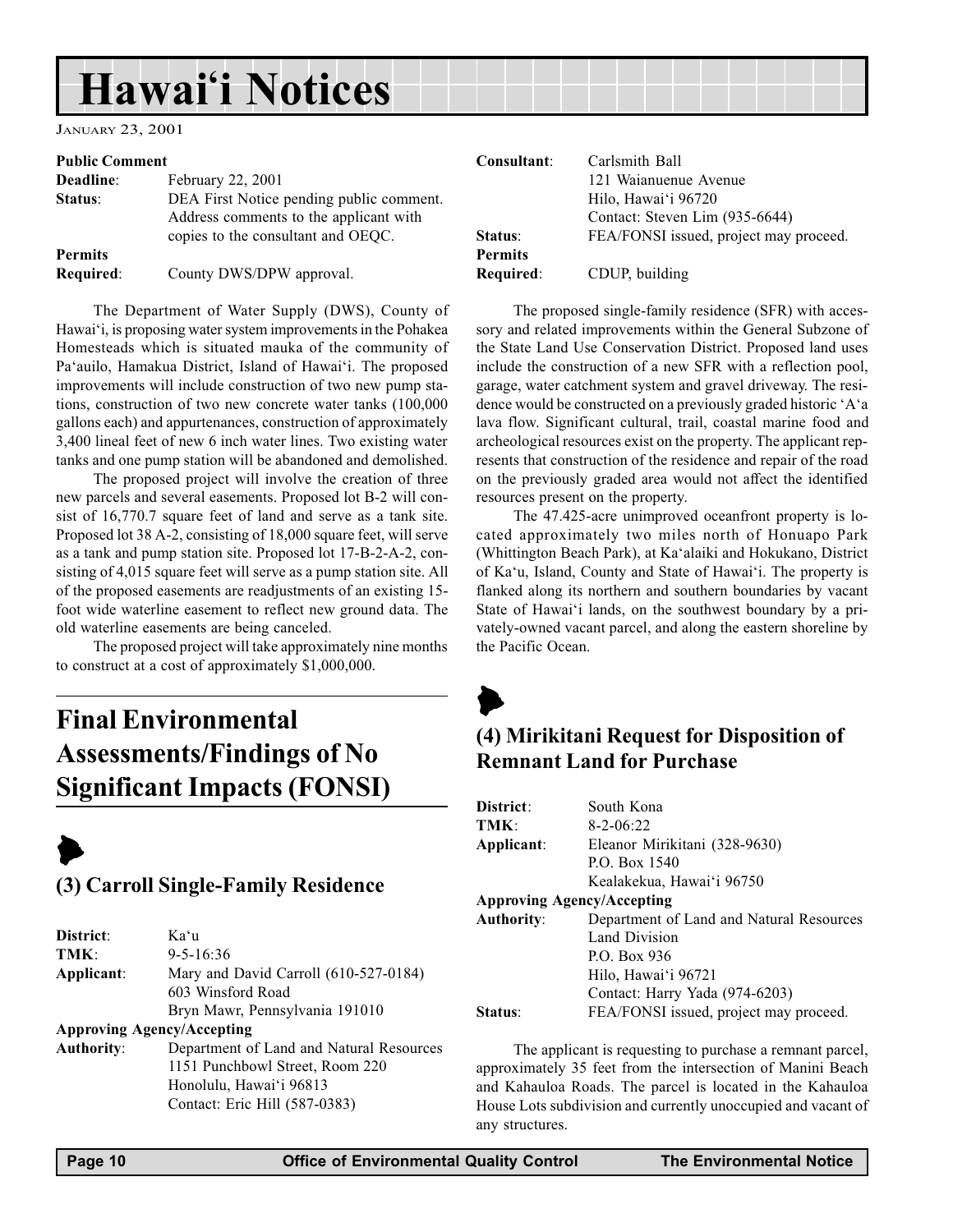# Hawai'i Notices

JANUARY 23, 2001

**Public Comment**

**Deadline**: February 22, 2001

**Status**: DEA First Notice pending public comment. Address comments to the applicant with copies to the consultant and OEQC.

**Permits Required**: County DWS/DPW approval.

The Department of Water Supply (DWS), County of Hawai'i, is proposing water system improvements in the Pohakea Homesteads which is situated mauka of the community of Pa'auilo, Hamakua District, Island of Hawai'i. The proposed improvements will include construction of two new pump stations, construction of two new concrete water tanks (100,000 gallons each) and appurtenances, construction of approximately 3,400 lineal feet of new 6 inch water lines. Two existing water tanks and one pump station will be abandoned and demolished.

The proposed project will involve the creation of three new parcels and several easements. Proposed lot B-2 will consist of 16,770.7 square feet of land and serve as a tank site. Proposed lot 38 A-2, consisting of 18,000 square feet, will serve as a tank and pump station site. Proposed lot 17-B-2-A-2, consisting of 4,015 square feet will serve as a pump station site. All of the proposed easements are readjustments of an existing 15-foot wide waterline easement to reflect new ground data. The old waterline easements are being canceled.

The proposed project will take approximately nine months to construct at a cost of approximately $1,000,000.

## Final Environmental Assessments/Findings of No Significant Impacts (FONSI)

### (3) Carroll Single-Family Residence

**District**: Ka'u

**TMK**: 9-5-16:36

**Applicant**: Mary and David Carroll (610-527-0184)
603 Winsford Road
Bryn Mawr, Pennsylvania 191010

**Approving Agency/Accepting Authority**: Department of Land and Natural Resources
1151 Punchbowl Street, Room 220
Honolulu, Hawai'i 96813
Contact: Eric Hill (587-0383)

**Consultant**: Carlsmith Ball
121 Waianuenue Avenue
Hilo, Hawai'i 96720
Contact: Steven Lim (935-6644)

**Status**: FEA/FONSI issued, project may proceed.

**Permits Required**: CDUP, building

The proposed single-family residence (SFR) with accessory and related improvements within the General Subzone of the State Land Use Conservation District. Proposed land uses include the construction of a new SFR with a reflection pool, garage, water catchment system and gravel driveway. The residence would be constructed on a previously graded historic 'A'a lava flow. Significant cultural, trail, coastal marine food and archeological resources exist on the property. The applicant represents that construction of the residence and repair of the road on the previously graded area would not affect the identified resources present on the property.

The 47.425-acre unimproved oceanfront property is located approximately two miles north of Honuapo Park (Whittington Beach Park), at Ka'alaiki and Hokukano, District of Ka'u, Island, County and State of Hawai'i. The property is flanked along its northern and southern boundaries by vacant State of Hawai'i lands, on the southwest boundary by a privately-owned vacant parcel, and along the eastern shoreline by the Pacific Ocean.

### (4) Mirikitani Request for Disposition of Remnant Land for Purchase

**District**: South Kona

**TMK**: 8-2-06:22

**Applicant**: Eleanor Mirikitani (328-9630)
P.O. Box 1540
Kealakekua, Hawai'i 96750

**Approving Agency/Accepting Authority**: Department of Land and Natural Resources
Land Division
P.O. Box 936
Hilo, Hawai'i 96721
Contact: Harry Yada (974-6203)

**Status**: FEA/FONSI issued, project may proceed.

The applicant is requesting to purchase a remnant parcel, approximately 35 feet from the intersection of Manini Beach and Kahauloa Roads. The parcel is located in the Kahauloa House Lots subdivision and currently unoccupied and vacant of any structures.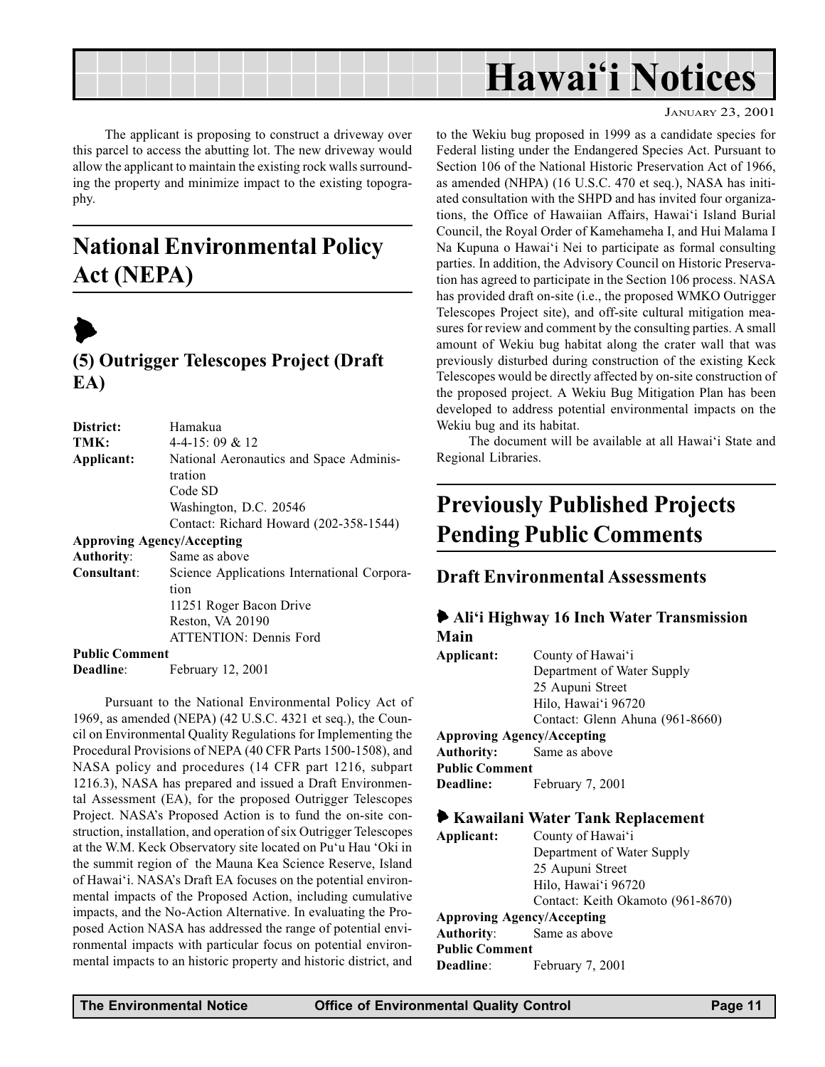The applicant is proposing to construct a driveway over this parcel to access the abutting lot. The new driveway would allow the applicant to maintain the existing rock walls surrounding the property and minimize impact to the existing topography.

## National Environmental Policy Act (NEPA)

### (5) Outrigger Telescopes Project (Draft EA)

**District:** Hamakua
**TMK:** 4-4-15: 09 & 12
**Applicant:** National Aeronautics and Space Administration
Code SD
Washington, D.C. 20546
Contact: Richard Howard (202-358-1544)
**Approving Agency/Accepting Authority:** Same as above
**Consultant:** Science Applications International Corporation
11251 Roger Bacon Drive
Reston, VA 20190
ATTENTION: Dennis Ford
**Public Comment Deadline:** February 12, 2001

Pursuant to the National Environmental Policy Act of 1969, as amended (NEPA) (42 U.S.C. 4321 et seq.), the Council on Environmental Quality Regulations for Implementing the Procedural Provisions of NEPA (40 CFR Parts 1500-1508), and NASA policy and procedures (14 CFR part 1216, subpart 1216.3), NASA has prepared and issued a Draft Environmental Assessment (EA), for the proposed Outrigger Telescopes Project. NASA's Proposed Action is to fund the on-site construction, installation, and operation of six Outrigger Telescopes at the W.M. Keck Observatory site located on Pu'u Hau 'Oki in the summit region of the Mauna Kea Science Reserve, Island of Hawai'i. NASA's Draft EA focuses on the potential environmental impacts of the Proposed Action, including cumulative impacts, and the No-Action Alternative. In evaluating the Proposed Action NASA has addressed the range of potential environmental impacts with particular focus on potential environmental impacts to an historic property and historic district, and to the Wekiu bug proposed in 1999 as a candidate species for Federal listing under the Endangered Species Act. Pursuant to Section 106 of the National Historic Preservation Act of 1966, as amended (NHPA) (16 U.S.C. 470 et seq.), NASA has initiated consultation with the SHPD and has invited four organizations, the Office of Hawaiian Affairs, Hawai'i Island Burial Council, the Royal Order of Kamehameha I, and Hui Malama I Na Kupuna o Hawai'i Nei to participate as formal consulting parties. In addition, the Advisory Council on Historic Preservation has agreed to participate in the Section 106 process. NASA has provided draft on-site (i.e., the proposed WMKO Outrigger Telescopes Project site), and off-site cultural mitigation measures for review and comment by the consulting parties. A small amount of Wekiu bug habitat along the crater wall that was previously disturbed during construction of the existing Keck Telescopes would be directly affected by on-site construction of the proposed project. A Wekiu Bug Mitigation Plan has been developed to address potential environmental impacts on the Wekiu bug and its habitat.

The document will be available at all Hawai'i State and Regional Libraries.

## Previously Published Projects Pending Public Comments

### Draft Environmental Assessments

#### Ali'i Highway 16 Inch Water Transmission Main

**Applicant:** County of Hawai'i
Department of Water Supply
25 Aupuni Street
Hilo, Hawai'i 96720
Contact: Glenn Ahuna (961-8660)
**Approving Agency/Accepting Authority:** Same as above
**Public Comment Deadline:** February 7, 2001

#### Kawailani Water Tank Replacement

**Applicant:** County of Hawai'i
Department of Water Supply
25 Aupuni Street
Hilo, Hawai'i 96720
Contact: Keith Okamoto (961-8670)
**Approving Agency/Accepting Authority:** Same as above
**Public Comment Deadline:** February 7, 2001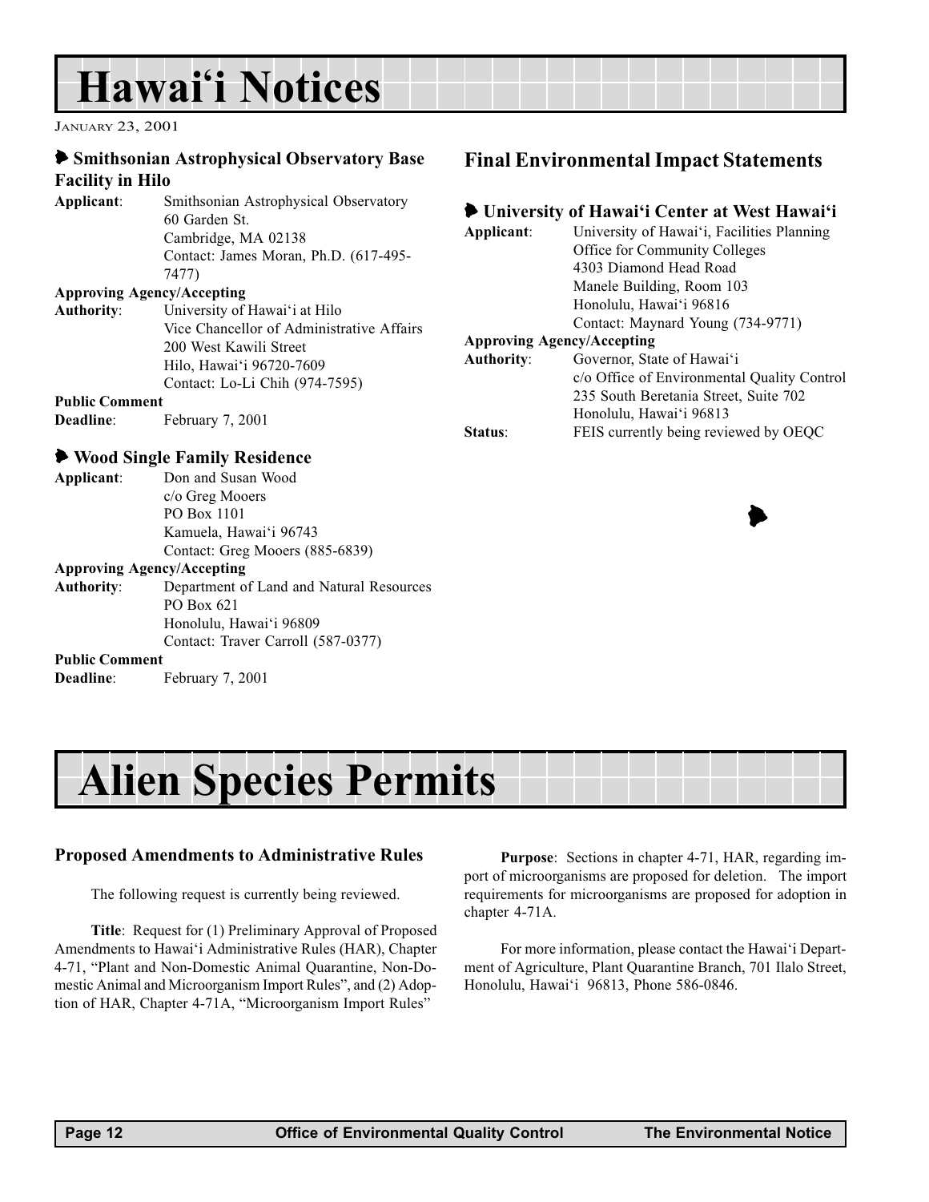# Hawai'i Notices

January 23, 2001

### Smithsonian Astrophysical Observatory Base Facility in Hilo

**Applicant**: Smithsonian Astrophysical Observatory
60 Garden St.
Cambridge, MA 02138
Contact: James Moran, Ph.D. (617-495-7477)

**Approving Agency/Accepting Authority**: University of Hawai'i at Hilo
Vice Chancellor of Administrative Affairs
200 West Kawili Street
Hilo, Hawai'i 96720-7609
Contact: Lo-Li Chih (974-7595)

**Public Comment Deadline**: February 7, 2001

### Wood Single Family Residence

**Applicant**: Don and Susan Wood
c/o Greg Mooers
PO Box 1101
Kamuela, Hawai'i 96743
Contact: Greg Mooers (885-6839)

**Approving Agency/Accepting Authority**: Department of Land and Natural Resources
PO Box 621
Honolulu, Hawai'i 96809
Contact: Traver Carroll (587-0377)

**Public Comment Deadline**: February 7, 2001

## Final Environmental Impact Statements

### University of Hawai'i Center at West Hawai'i

**Applicant**: University of Hawai'i, Facilities Planning
Office for Community Colleges
4303 Diamond Head Road
Manele Building, Room 103
Honolulu, Hawai'i 96816
Contact: Maynard Young (734-9771)

**Approving Agency/Accepting Authority**: Governor, State of Hawai'i
c/o Office of Environmental Quality Control
235 South Beretania Street, Suite 702
Honolulu, Hawai'i 96813

**Status**: FEIS currently being reviewed by OEQC

# Alien Species Permits

### Proposed Amendments to Administrative Rules

The following request is currently being reviewed.

**Title**: Request for (1) Preliminary Approval of Proposed Amendments to Hawai'i Administrative Rules (HAR), Chapter 4-71, "Plant and Non-Domestic Animal Quarantine, Non-Domestic Animal and Microorganism Import Rules", and (2) Adoption of HAR, Chapter 4-71A, "Microorganism Import Rules"

**Purpose**: Sections in chapter 4-71, HAR, regarding import of microorganisms are proposed for deletion. The import requirements for microorganisms are proposed for adoption in chapter 4-71A.

For more information, please contact the Hawai'i Department of Agriculture, Plant Quarantine Branch, 701 Ilalo Street, Honolulu, Hawai'i 96813, Phone 586-0846.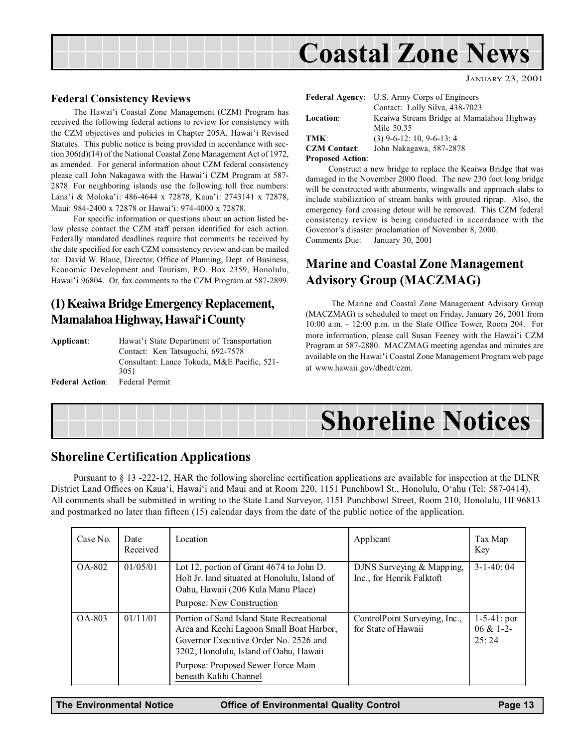# Coastal Zone News

January 23, 2001

## Federal Consistency Reviews

The Hawai'i Coastal Zone Management (CZM) Program has received the following federal actions to review for consistency with the CZM objectives and policies in Chapter 205A, Hawai'i Revised Statutes. This public notice is being provided in accordance with section 306(d)(14) of the National Coastal Zone Management Act of 1972, as amended. For general information about CZM federal consistency please call John Nakagawa with the Hawai'i CZM Program at 587-2878. For neighboring islands use the following toll free numbers: Lana'i & Moloka'i: 486-4644 x 72878, Kaua'i: 2743141 x 72878, Maui: 984-2400 x 72878 or Hawai'i: 974-4000 x 72878.

For specific information or questions about an action listed below please contact the CZM staff person identified for each action. Federally mandated deadlines require that comments be received by the date specified for each CZM consistency review and can be mailed to: David W. Blane, Director, Office of Planning, Dept. of Business, Economic Development and Tourism, P.O. Box 2359, Honolulu, Hawai'i 96804. Or, fax comments to the CZM Program at 587-2899.

### (1) Keaiwa Bridge Emergency Replacement, Mamalahoa Highway, Hawai'i County

**Applicant**: Hawai'i State Department of Transportation
Contact: Ken Tatsuguchi, 692-7578
Consultant: Lance Tokuda, M&E Pacific, 521-3051

**Federal Action**: Federal Permit

**Federal Agency**: U.S. Army Corps of Engineers
Contact: Lolly Silva, 438-7023

**Location**: Keaiwa Stream Bridge at Mamalahoa Highway Mile 50.35

**TMK**: (3) 9-6-12: 10, 9-6-13: 4

**CZM Contact**: John Nakagawa, 587-2878

**Proposed Action**:

Construct a new bridge to replace the Keaiwa Bridge that was damaged in the November 2000 flood. The new 230 foot long bridge will be constructed with abutments, wingwalls and approach slabs to include stabilization of stream banks with grouted riprap. Also, the emergency ford crossing detour will be removed. This CZM federal consistency review is being conducted in accordance with the Governor's disaster proclamation of November 8, 2000.

Comments Due: January 30, 2001

## Marine and Coastal Zone Management Advisory Group (MACZMAG)

The Marine and Coastal Zone Management Advisory Group (MACZMAG) is scheduled to meet on Friday, January 26, 2001 from 10:00 a.m. - 12:00 p.m. in the State Office Tower, Room 204. For more information, please call Susan Feeney with the Hawai'i CZM Program at 587-2880. MACZMAG meeting agendas and minutes are available on the Hawai'i Coastal Zone Management Program web page at www.hawaii.gov/dbedt/czm.

# Shoreline Notices

## Shoreline Certification Applications

Pursuant to § 13 -222-12, HAR the following shoreline certification applications are available for inspection at the DLNR District Land Offices on Kaua'i, Hawai'i and Maui and at Room 220, 1151 Punchbowl St., Honolulu, O'ahu (Tel: 587-0414). All comments shall be submitted in writing to the State Land Surveyor, 1151 Punchbowl Street, Room 210, Honolulu, HI 96813 and postmarked no later than fifteen (15) calendar days from the date of the public notice of the application.

| Case No. | Date Received | Location | Applicant | Tax Map Key |
|---|---|---|---|---|
| OA-802 | 01/05/01 | Lot 12, portion of Grant 4674 to John D. Holt Jr. land situated at Honolulu, Island of Oahu, Hawaii (206 Kula Manu Place) Purpose: New Construction | DJNS Surveying & Mapping, Inc., for Henrik Falktoft | 3-1-40: 04 |
| OA-803 | 01/11/01 | Portion of Sand Island State Recreational Area and Keehi Lagoon Small Boat Harbor, Governor Executive Order No. 2526 and 3202, Honolulu, Island of Oahu, Hawaii Purpose: Proposed Sewer Force Main beneath Kalihi Channel | ControlPoint Surveying, Inc., for State of Hawaii | 1-5-41: por 06 & 1-2-25: 24 |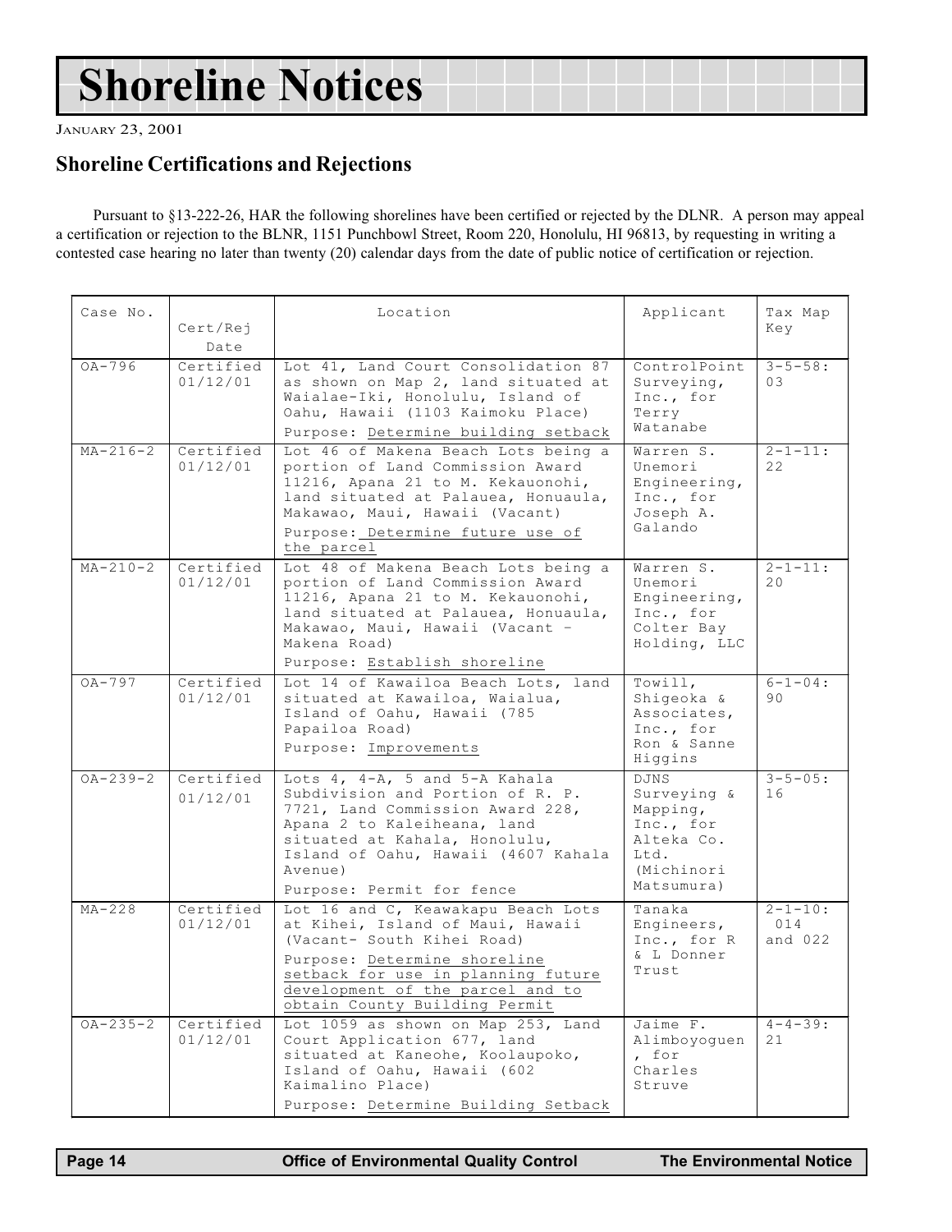# Shoreline Notices

JANUARY 23, 2001

## Shoreline Certifications and Rejections

Pursuant to §13-222-26, HAR the following shorelines have been certified or rejected by the DLNR. A person may appeal a certification or rejection to the BLNR, 1151 Punchbowl Street, Room 220, Honolulu, HI 96813, by requesting in writing a contested case hearing no later than twenty (20) calendar days from the date of public notice of certification or rejection.

| Case No. | Cert/Rej Date | Location | Applicant | Tax Map Key |
|---|---|---|---|---|
| OA-796 | Certified 01/12/01 | Lot 41, Land Court Consolidation 87 as shown on Map 2, land situated at Waialae-Iki, Honolulu, Island of Oahu, Hawaii (1103 Kaimoku Place) Purpose: Determine building setback | ControlPoint Surveying, Inc., for Terry Watanabe | 3-5-58: 03 |
| MA-216-2 | Certified 01/12/01 | Lot 46 of Makena Beach Lots being a portion of Land Commission Award 11216, Apana 21 to M. Kekauonohi, land situated at Palauea, Honuaula, Makawao, Maui, Hawaii (Vacant) Purpose: Determine future use of the parcel | Warren S. Unemori Engineering, Inc., for Joseph A. Galando | 2-1-11: 22 |
| MA-210-2 | Certified 01/12/01 | Lot 48 of Makena Beach Lots being a portion of Land Commission Award 11216, Apana 21 to M. Kekauonohi, land situated at Palauea, Honuaula, Makawao, Maui, Hawaii (Vacant - Makena Road) Purpose: Establish shoreline | Warren S. Unemori Engineering, Inc., for Colter Bay Holding, LLC | 2-1-11: 20 |
| OA-797 | Certified 01/12/01 | Lot 14 of Kawailoa Beach Lots, land situated at Kawailoa, Waialua, Island of Oahu, Hawaii (785 Papailoa Road) Purpose: Improvements | Towill, Shigeoka & Associates, Inc., for Ron & Sanne Higgins | 6-1-04: 90 |
| OA-239-2 | Certified 01/12/01 | Lots 4, 4-A, 5 and 5-A Kahala Subdivision and Portion of R. P. 7721, Land Commission Award 228, Apana 2 to Kaleiheana, land situated at Kahala, Honolulu, Island of Oahu, Hawaii (4607 Kahala Avenue) Purpose: Permit for fence | DJNS Surveying & Mapping, Inc., for Alteka Co. Ltd. (Michinori Matsumura) | 3-5-05: 16 |
| MA-228 | Certified 01/12/01 | Lot 16 and C, Keawakapu Beach Lots at Kihei, Island of Maui, Hawaii (Vacant- South Kihei Road) Purpose: Determine shoreline setback for use in planning future development of the parcel and to obtain County Building Permit | Tanaka Engineers, Inc., for R & L Donner Trust | 2-1-10: 014 and 022 |
| OA-235-2 | Certified 01/12/01 | Lot 1059 as shown on Map 253, Land Court Application 677, land situated at Kaneohe, Koolaupoko, Island of Oahu, Hawaii (602 Kaimalino Place) Purpose: Determine Building Setback | Jaime F. Alimboyoguen, for Charles Struve | 4-4-39: 21 |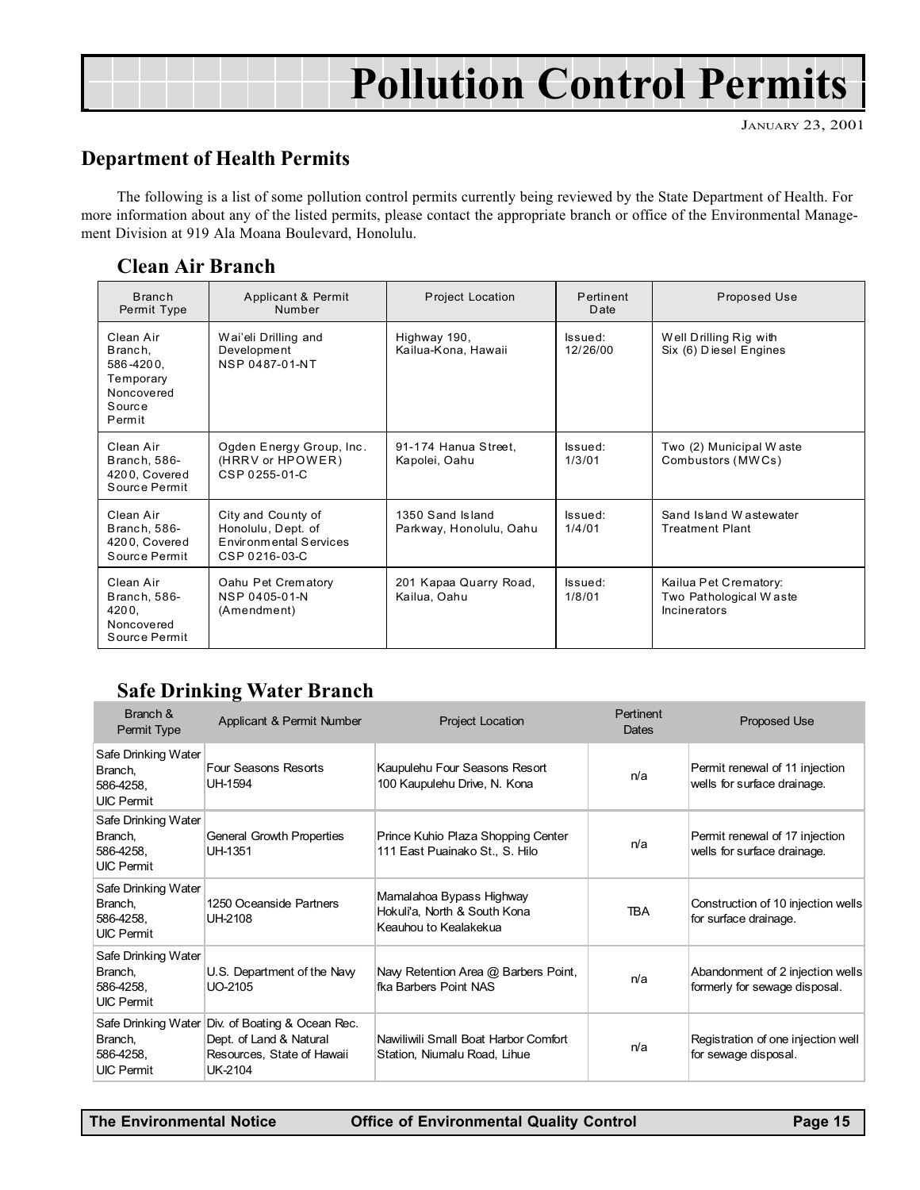# Pollution Control Permits

JANUARY 23, 2001

## Department of Health Permits

The following is a list of some pollution control permits currently being reviewed by the State Department of Health. For more information about any of the listed permits, please contact the appropriate branch or office of the Environmental Management Division at 919 Ala Moana Boulevard, Honolulu.

### Clean Air Branch

| Branch Permit Type | Applicant & Permit Number | Project Location | Pertinent Date | Proposed Use |
|---|---|---|---|---|
| Clean Air Branch, 586-4200, Temporary Noncovered Source Permit | Wai'eli Drilling and Development NSP 0487-01-NT | Highway 190, Kailua-Kona, Hawaii | Issued: 12/26/00 | Well Drilling Rig with Six (6) Diesel Engines |
| Clean Air Branch, 586-4200, Covered Source Permit | Ogden Energy Group, Inc. (HRRV or HPOWER) CSP 0255-01-C | 91-174 Hanua Street, Kapolei, Oahu | Issued: 1/3/01 | Two (2) Municipal Waste Combustors (MWCs) |
| Clean Air Branch, 586-4200, Covered Source Permit | City and County of Honolulu, Dept. of Environmental Services CSP 0216-03-C | 1350 Sand Island Parkway, Honolulu, Oahu | Issued: 1/4/01 | Sand Island Wastewater Treatment Plant |
| Clean Air Branch, 586-4200, Noncovered Source Permit | Oahu Pet Crematory NSP 0405-01-N (Amendment) | 201 Kapaa Quarry Road, Kailua, Oahu | Issued: 1/8/01 | Kailua Pet Crematory: Two Pathological Waste Incinerators |

### Safe Drinking Water Branch

| Branch & Permit Type | Applicant & Permit Number | Project Location | Pertinent Dates | Proposed Use |
|---|---|---|---|---|
| Safe Drinking Water Branch, 586-4258, UIC Permit | Four Seasons Resorts UH-1594 | Kaupulehu Four Seasons Resort 100 Kaupulehu Drive, N. Kona | n/a | Permit renewal of 11 injection wells for surface drainage. |
| Safe Drinking Water Branch, 586-4258, UIC Permit | General Growth Properties UH-1351 | Prince Kuhio Plaza Shopping Center 111 East Puainako St., S. Hilo | n/a | Permit renewal of 17 injection wells for surface drainage. |
| Safe Drinking Water Branch, 586-4258, UIC Permit | 1250 Oceanside Partners UH-2108 | Mamalahoa Bypass Highway Hokuli'a, North & South Kona Keauhou to Kealakekua | TBA | Construction of 10 injection wells for surface drainage. |
| Safe Drinking Water Branch, 586-4258, UIC Permit | U.S. Department of the Navy UO-2105 | Navy Retention Area @ Barbers Point, fka Barbers Point NAS | n/a | Abandonment of 2 injection wells formerly for sewage disposal. |
| Safe Drinking Water Branch, 586-4258, UIC Permit | Div. of Boating & Ocean Rec. Dept. of Land & Natural Resources, State of Hawaii UK-2104 | Nawiliwili Small Boat Harbor Comfort Station, Niumalu Road, Lihue | n/a | Registration of one injection well for sewage disposal. |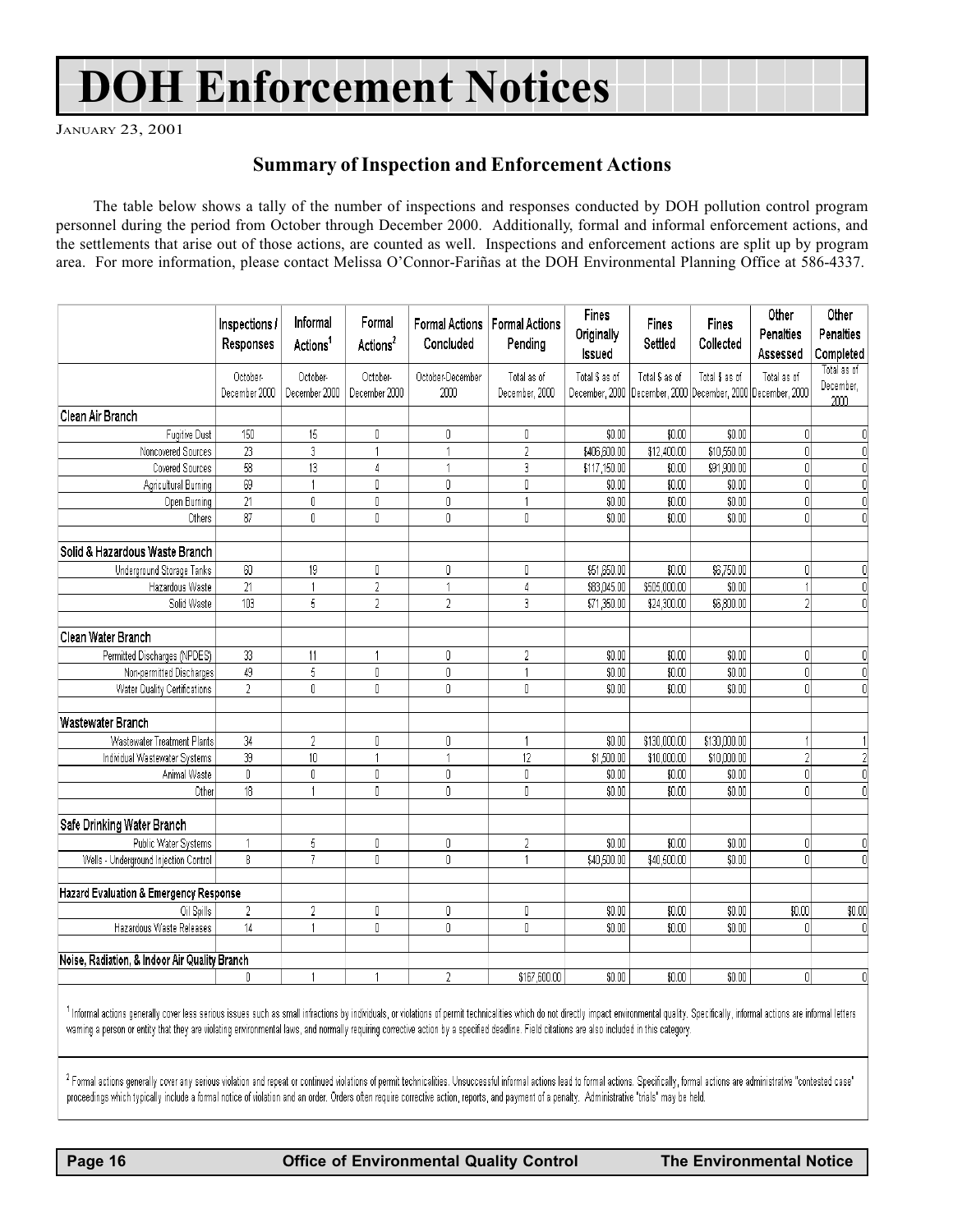# DOH Enforcement Notices

JANUARY 23, 2001

## Summary of Inspection and Enforcement Actions

The table below shows a tally of the number of inspections and responses conducted by DOH pollution control program personnel during the period from October through December 2000. Additionally, formal and informal enforcement actions, and the settlements that arise out of those actions, are counted as well. Inspections and enforcement actions are split up by program area. For more information, please contact Melissa O'Connor-Fariñas at the DOH Environmental Planning Office at 586-4337.

| | Inspections / Responses | Informal Actions[1] | Formal Actions[2] | Formal Actions Concluded | Formal Actions Pending | Fines Originally Issued | Fines Settled | Fines Collected | Other Penalties Assessed | Other Penalties Completed |
|---|---|---|---|---|---|---|---|---|---|---|
| | October-December 2000 | October-December 2000 | October-December 2000 | October-December 2000 | Total as of December, 2000 | Total $ as of December, 2000 | Total $ as of December, 2000 | Total $ as of December, 2000 | Total as of December, 2000 | Total as of December, 2000 |
| **Clean Air Branch** | | | | | | | | | | |
| Fugitive Dust | 150 | 15 | 0 | 0 | 0 | $0.00 | $0.00 | $0.00 | 0 | 0 |
| Noncovered Sources | 23 | 3 | 1 | 1 | 2 | $406,600.00 | $12,400.00 | $10,550.00 | 0 | 0 |
| Covered Sources | 58 | 13 | 4 | 1 | 3 | $117,150.00 | $0.00 | $91,900.00 | 0 | 0 |
| Agricultural Burning | 69 | 1 | 0 | 0 | 0 | $0.00 | $0.00 | $0.00 | 0 | 0 |
| Open Burning | 21 | 0 | 0 | 0 | 1 | $0.00 | $0.00 | $0.00 | 0 | 0 |
| Others | 87 | 0 | 0 | 0 | 0 | $0.00 | $0.00 | $0.00 | 0 | 0 |
| **Solid & Hazardous Waste Branch** | | | | | | | | | | |
| Underground Storage Tanks | 60 | 19 | 0 | 0 | 0 | $51,650.00 | $0.00 | $6,750.00 | 0 | 0 |
| Hazardous Waste | 21 | 1 | 2 | 1 | 4 | $83,045.00 | $505,000.00 | $0.00 | 1 | 0 |
| Solid Waste | 103 | 5 | 2 | 2 | 3 | $71,350.00 | $24,300.00 | $6,800.00 | 2 | 0 |
| **Clean Water Branch** | | | | | | | | | | |
| Permitted Discharges (NPDES) | 33 | 11 | 1 | 0 | 2 | $0.00 | $0.00 | $0.00 | 0 | 0 |
| Non-permitted Discharges | 49 | 5 | 0 | 0 | 1 | $0.00 | $0.00 | $0.00 | 0 | 0 |
| Water Quality Certifications | 2 | 0 | 0 | 0 | 0 | $0.00 | $0.00 | $0.00 | 0 | 0 |
| **Wastewater Branch** | | | | | | | | | | |
| Wastewater Treatment Plants | 34 | 2 | 0 | 0 | 1 | $0.00 | $130,000.00 | $130,000.00 | 1 | 1 |
| Individual Wastewater Systems | 39 | 10 | 1 | 1 | 12 | $1,500.00 | $10,000.00 | $10,000.00 | 2 | 2 |
| Animal Waste | 0 | 0 | 0 | 0 | 0 | $0.00 | $0.00 | $0.00 | 0 | 0 |
| Other | 18 | 1 | 0 | 0 | 0 | $0.00 | $0.00 | $0.00 | 0 | 0 |
| **Safe Drinking Water Branch** | | | | | | | | | | |
| Public Water Systems | 1 | 5 | 0 | 0 | 2 | $0.00 | $0.00 | $0.00 | 0 | 0 |
| Wells - Underground Injection Control | 8 | 7 | 0 | 0 | 1 | $40,500.00 | $40,500.00 | $0.00 | 0 | 0 |
| **Hazard Evaluation & Emergency Response** | | | | | | | | | | |
| Oil Spills | 2 | 2 | 0 | 0 | 0 | $0.00 | $0.00 | $0.00 | $0.00 | $0.00 |
| Hazardous Waste Releases | 14 | 1 | 0 | 0 | 0 | $0.00 | $0.00 | $0.00 | 0 | 0 |
| **Noise, Radiation, & Indoor Air Quality Branch** | | | | | | | | | | |
| | 0 | 1 | 1 | 2 | $167,600.00 | $0.00 | $0.00 | $0.00 | 0 | 0 |

[1] Informal actions generally cover less serious issues such as small infractions by individuals, or violations of permit technicalities which do not directly impact environmental quality. Specifically, informal actions are informal letters warning a person or entity that they are violating environmental laws, and normally requiring corrective action by a specified deadline. Field citations are also included in this category.

[2] Formal actions generally cover any serious violation and repeat or continued violations of permit technicalities. Unsuccessful informal actions lead to formal actions. Specifically, formal actions are administrative "contested case" proceedings which typically include a formal notice of violation and an order. Orders often require corrective action, reports, and payment of a penalty. Administrative "trials" may be held.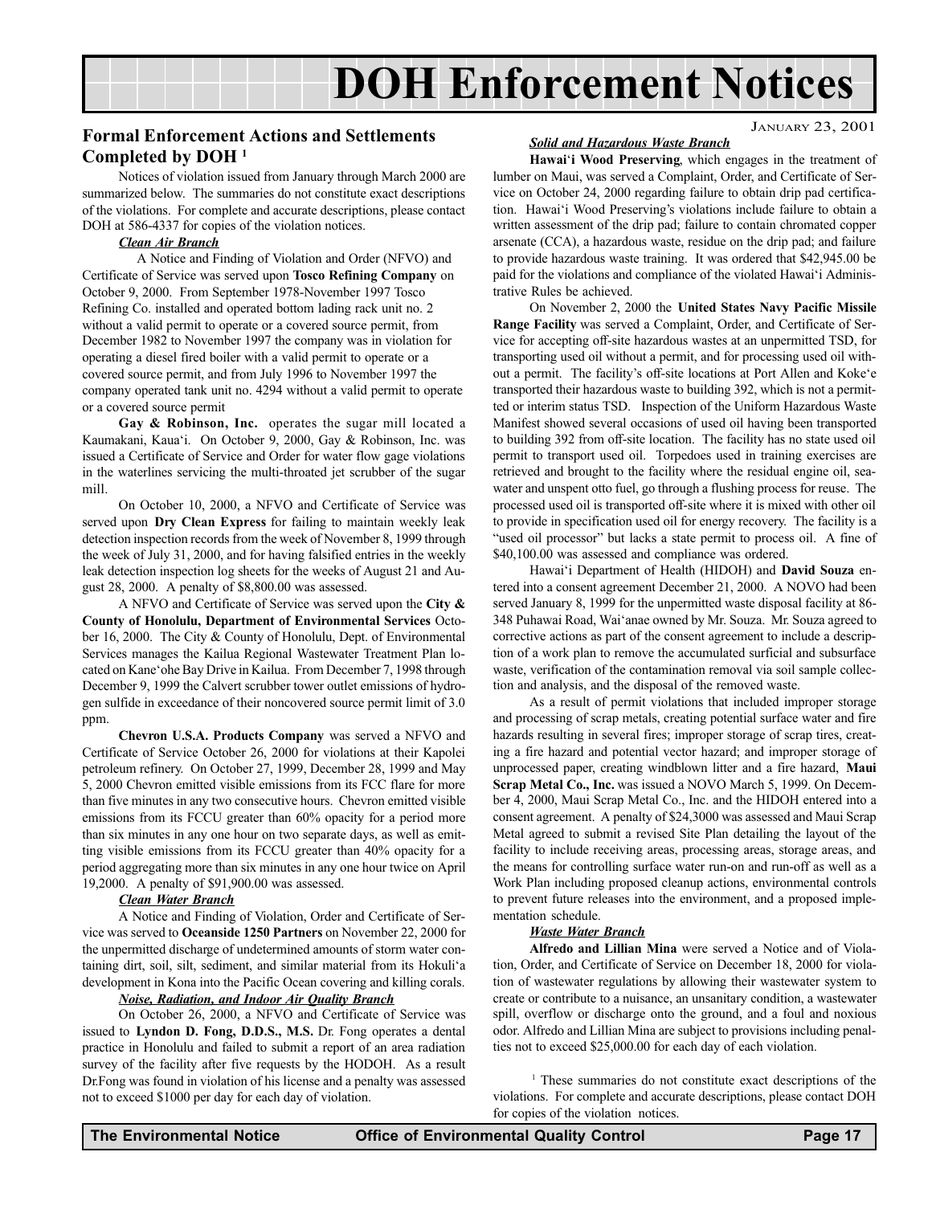# DOH Enforcement Notices

## Formal Enforcement Actions and Settlements Completed by DOH [1]

Notices of violation issued from January through March 2000 are summarized below. The summaries do not constitute exact descriptions of the violations. For complete and accurate descriptions, please contact DOH at 586-4337 for copies of the violation notices.

***Clean Air Branch***

A Notice and Finding of Violation and Order (NFVO) and Certificate of Service was served upon **Tosco Refining Company** on October 9, 2000. From September 1978-November 1997 Tosco Refining Co. installed and operated bottom lading rack unit no. 2 without a valid permit to operate or a covered source permit, from December 1982 to November 1997 the company was in violation for operating a diesel fired boiler with a valid permit to operate or a covered source permit, and from July 1996 to November 1997 the company operated tank unit no. 4294 without a valid permit to operate or a covered source permit

**Gay & Robinson, Inc.** operates the sugar mill located a Kaumakani, Kaua'i. On October 9, 2000, Gay & Robinson, Inc. was issued a Certificate of Service and Order for water flow gage violations in the waterlines servicing the multi-throated jet scrubber of the sugar mill.

On October 10, 2000, a NFVO and Certificate of Service was served upon **Dry Clean Express** for failing to maintain weekly leak detection inspection records from the week of November 8, 1999 through the week of July 31, 2000, and for having falsified entries in the weekly leak detection inspection log sheets for the weeks of August 21 and August 28, 2000. A penalty of $8,800.00 was assessed.

A NFVO and Certificate of Service was served upon the **City & County of Honolulu, Department of Environmental Services** October 16, 2000. The City & County of Honolulu, Dept. of Environmental Services manages the Kailua Regional Wastewater Treatment Plan located on Kane'ohe Bay Drive in Kailua. From December 7, 1998 through December 9, 1999 the Calvert scrubber tower outlet emissions of hydrogen sulfide in exceedance of their noncovered source permit limit of 3.0 ppm.

**Chevron U.S.A. Products Company** was served a NFVO and Certificate of Service October 26, 2000 for violations at their Kapolei petroleum refinery. On October 27, 1999, December 28, 1999 and May 5, 2000 Chevron emitted visible emissions from its FCC flare for more than five minutes in any two consecutive hours. Chevron emitted visible emissions from its FCCU greater than 60% opacity for a period more than six minutes in any one hour on two separate days, as well as emitting visible emissions from its FCCU greater than 40% opacity for a period aggregating more than six minutes in any one hour twice on April 19,2000. A penalty of $91,900.00 was assessed.

***Clean Water Branch***

A Notice and Finding of Violation, Order and Certificate of Service was served to **Oceanside 1250 Partners** on November 22, 2000 for the unpermitted discharge of undetermined amounts of storm water containing dirt, soil, silt, sediment, and similar material from its Hokuli'a development in Kona into the Pacific Ocean covering and killing corals.

***Noise, Radiation, and Indoor Air Quality Branch***

On October 26, 2000, a NFVO and Certificate of Service was issued to **Lyndon D. Fong, D.D.S., M.S.** Dr. Fong operates a dental practice in Honolulu and failed to submit a report of an area radiation survey of the facility after five requests by the HODOH. As a result Dr.Fong was found in violation of his license and a penalty was assessed not to exceed $1000 per day for each day of violation.

***Solid and Hazardous Waste Branch***

**Hawai'i Wood Preserving**, which engages in the treatment of lumber on Maui, was served a Complaint, Order, and Certificate of Service on October 24, 2000 regarding failure to obtain drip pad certification. Hawai'i Wood Preserving's violations include failure to obtain a written assessment of the drip pad; failure to contain chromated copper arsenate (CCA), a hazardous waste, residue on the drip pad; and failure to provide hazardous waste training. It was ordered that $42,945.00 be paid for the violations and compliance of the violated Hawai'i Administrative Rules be achieved.

On November 2, 2000 the **United States Navy Pacific Missile Range Facility** was served a Complaint, Order, and Certificate of Service for accepting off-site hazardous wastes at an unpermitted TSD, for transporting used oil without a permit, and for processing used oil without a permit. The facility's off-site locations at Port Allen and Koke'e transported their hazardous waste to building 392, which is not a permitted or interim status TSD. Inspection of the Uniform Hazardous Waste Manifest showed several occasions of used oil having been transported to building 392 from off-site location. The facility has no state used oil permit to transport used oil. Torpedoes used in training exercises are retrieved and brought to the facility where the residual engine oil, seawater and unspent otto fuel, go through a flushing process for reuse. The processed used oil is transported off-site where it is mixed with other oil to provide in specification used oil for energy recovery. The facility is a "used oil processor" but lacks a state permit to process oil. A fine of $40,100.00 was assessed and compliance was ordered.

Hawai'i Department of Health (HIDOH) and **David Souza** entered into a consent agreement December 21, 2000. A NOVO had been served January 8, 1999 for the unpermitted waste disposal facility at 86-348 Puhawai Road, Wai'anae owned by Mr. Souza. Mr. Souza agreed to corrective actions as part of the consent agreement to include a description of a work plan to remove the accumulated surficial and subsurface waste, verification of the contamination removal via soil sample collection and analysis, and the disposal of the removed waste.

As a result of permit violations that included improper storage and processing of scrap metals, creating potential surface water and fire hazards resulting in several fires; improper storage of scrap tires, creating a fire hazard and potential vector hazard; and improper storage of unprocessed paper, creating windblown litter and a fire hazard, **Maui Scrap Metal Co., Inc.** was issued a NOVO March 5, 1999. On December 4, 2000, Maui Scrap Metal Co., Inc. and the HIDOH entered into a consent agreement. A penalty of $24,3000 was assessed and Maui Scrap Metal agreed to submit a revised Site Plan detailing the layout of the facility to include receiving areas, processing areas, storage areas, and the means for controlling surface water run-on and run-off as well as a Work Plan including proposed cleanup actions, environmental controls to prevent future releases into the environment, and a proposed implementation schedule.

***Waste Water Branch***

**Alfredo and Lillian Mina** were served a Notice and of Violation, Order, and Certificate of Service on December 18, 2000 for violation of wastewater regulations by allowing their wastewater system to create or contribute to a nuisance, an unsanitary condition, a wastewater spill, overflow or discharge onto the ground, and a foul and noxious odor. Alfredo and Lillian Mina are subject to provisions including penalties not to exceed $25,000.00 for each day of each violation.

[1] These summaries do not constitute exact descriptions of the violations. For complete and accurate descriptions, please contact DOH for copies of the violation notices.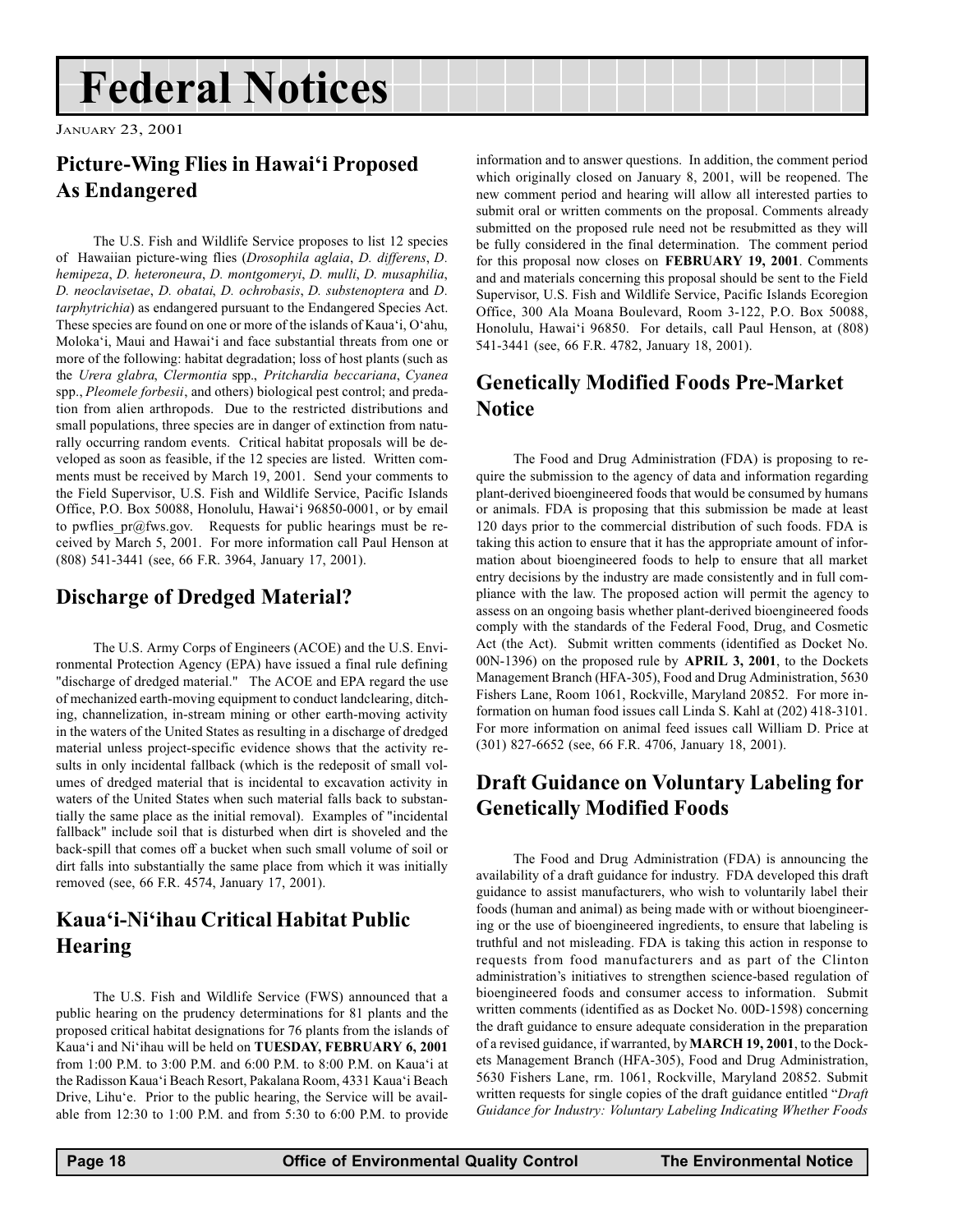# Federal Notices

JANUARY 23, 2001

## Picture-Wing Flies in Hawai'i Proposed As Endangered

The U.S. Fish and Wildlife Service proposes to list 12 species of Hawaiian picture-wing flies (*Drosophila aglaia*, *D. differens*, *D. hemipeza*, *D. heteroneura*, *D. montgomeryi*, *D. mulli*, *D. musaphilia*, *D. neoclavisetae*, *D. obatai*, *D. ochrobasis*, *D. substenoptera* and *D. tarphytrichia*) as endangered pursuant to the Endangered Species Act. These species are found on one or more of the islands of Kaua'i, O'ahu, Moloka'i, Maui and Hawai'i and face substantial threats from one or more of the following: habitat degradation; loss of host plants (such as the *Urera glabra*, *Clermontia* spp., *Pritchardia beccariana*, *Cyanea* spp., *Pleomele forbesii*, and others) biological pest control; and predation from alien arthropods. Due to the restricted distributions and small populations, three species are in danger of extinction from naturally occurring random events. Critical habitat proposals will be developed as soon as feasible, if the 12 species are listed. Written comments must be received by March 19, 2001. Send your comments to the Field Supervisor, U.S. Fish and Wildlife Service, Pacific Islands Office, P.O. Box 50088, Honolulu, Hawai'i 96850-0001, or by email to pwflies_pr@fws.gov. Requests for public hearings must be received by March 5, 2001. For more information call Paul Henson at (808) 541-3441 (see, 66 F.R. 3964, January 17, 2001).

## Discharge of Dredged Material?

The U.S. Army Corps of Engineers (ACOE) and the U.S. Environmental Protection Agency (EPA) have issued a final rule defining "discharge of dredged material." The ACOE and EPA regard the use of mechanized earth-moving equipment to conduct landclearing, ditching, channelization, in-stream mining or other earth-moving activity in the waters of the United States as resulting in a discharge of dredged material unless project-specific evidence shows that the activity results in only incidental fallback (which is the redeposit of small volumes of dredged material that is incidental to excavation activity in waters of the United States when such material falls back to substantially the same place as the initial removal). Examples of "incidental fallback" include soil that is disturbed when dirt is shoveled and the back-spill that comes off a bucket when such small volume of soil or dirt falls into substantially the same place from which it was initially removed (see, 66 F.R. 4574, January 17, 2001).

## Kaua'i-Ni'ihau Critical Habitat Public Hearing

The U.S. Fish and Wildlife Service (FWS) announced that a public hearing on the prudency determinations for 81 plants and the proposed critical habitat designations for 76 plants from the islands of Kaua'i and Ni'ihau will be held on **TUESDAY, FEBRUARY 6, 2001** from 1:00 P.M. to 3:00 P.M. and 6:00 P.M. to 8:00 P.M. on Kaua'i at the Radisson Kaua'i Beach Resort, Pakalana Room, 4331 Kaua'i Beach Drive, Lihu'e. Prior to the public hearing, the Service will be available from 12:30 to 1:00 P.M. and from 5:30 to 6:00 P.M. to provide information and to answer questions. In addition, the comment period which originally closed on January 8, 2001, will be reopened. The new comment period and hearing will allow all interested parties to submit oral or written comments on the proposal. Comments already submitted on the proposed rule need not be resubmitted as they will be fully considered in the final determination. The comment period for this proposal now closes on **FEBRUARY 19, 2001**. Comments and and materials concerning this proposal should be sent to the Field Supervisor, U.S. Fish and Wildlife Service, Pacific Islands Ecoregion Office, 300 Ala Moana Boulevard, Room 3-122, P.O. Box 50088, Honolulu, Hawai'i 96850. For details, call Paul Henson, at (808) 541-3441 (see, 66 F.R. 4782, January 18, 2001).

## Genetically Modified Foods Pre-Market Notice

The Food and Drug Administration (FDA) is proposing to require the submission to the agency of data and information regarding plant-derived bioengineered foods that would be consumed by humans or animals. FDA is proposing that this submission be made at least 120 days prior to the commercial distribution of such foods. FDA is taking this action to ensure that it has the appropriate amount of information about bioengineered foods to help to ensure that all market entry decisions by the industry are made consistently and in full compliance with the law. The proposed action will permit the agency to assess on an ongoing basis whether plant-derived bioengineered foods comply with the standards of the Federal Food, Drug, and Cosmetic Act (the Act). Submit written comments (identified as Docket No. 00N-1396) on the proposed rule by **APRIL 3, 2001**, to the Dockets Management Branch (HFA-305), Food and Drug Administration, 5630 Fishers Lane, Room 1061, Rockville, Maryland 20852. For more information on human food issues call Linda S. Kahl at (202) 418-3101. For more information on animal feed issues call William D. Price at (301) 827-6652 (see, 66 F.R. 4706, January 18, 2001).

## Draft Guidance on Voluntary Labeling for Genetically Modified Foods

The Food and Drug Administration (FDA) is announcing the availability of a draft guidance for industry. FDA developed this draft guidance to assist manufacturers, who wish to voluntarily label their foods (human and animal) as being made with or without bioengineering or the use of bioengineered ingredients, to ensure that labeling is truthful and not misleading. FDA is taking this action in response to requests from food manufacturers and as part of the Clinton administration's initiatives to strengthen science-based regulation of bioengineered foods and consumer access to information. Submit written comments (identified as as Docket No. 00D-1598) concerning the draft guidance to ensure adequate consideration in the preparation of a revised guidance, if warranted, by **MARCH 19, 2001**, to the Dockets Management Branch (HFA-305), Food and Drug Administration, 5630 Fishers Lane, rm. 1061, Rockville, Maryland 20852. Submit written requests for single copies of the draft guidance entitled "*Draft Guidance for Industry: Voluntary Labeling Indicating Whether Foods*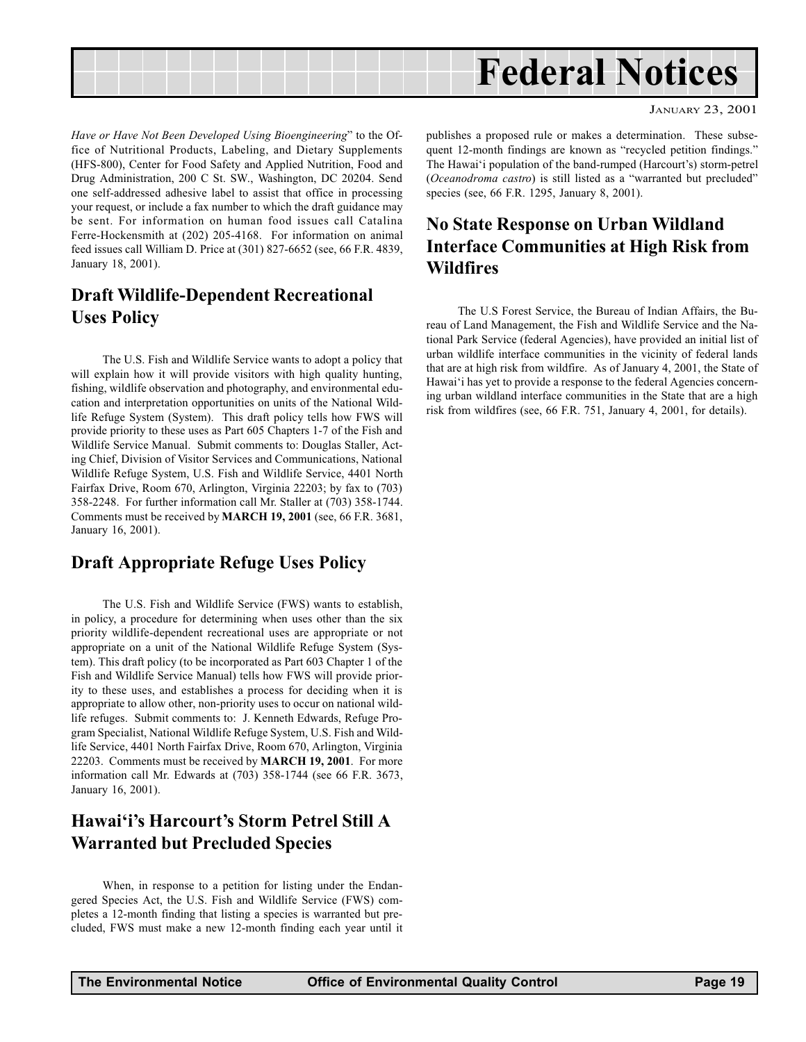*Have or Have Not Been Developed Using Bioengineering*" to the Office of Nutritional Products, Labeling, and Dietary Supplements (HFS-800), Center for Food Safety and Applied Nutrition, Food and Drug Administration, 200 C St. SW., Washington, DC 20204. Send one self-addressed adhesive label to assist that office in processing your request, or include a fax number to which the draft guidance may be sent. For information on human food issues call Catalina Ferre-Hockensmith at (202) 205-4168. For information on animal feed issues call William D. Price at (301) 827-6652 (see, 66 F.R. 4839, January 18, 2001).

## Draft Wildlife-Dependent Recreational Uses Policy

The U.S. Fish and Wildlife Service wants to adopt a policy that will explain how it will provide visitors with high quality hunting, fishing, wildlife observation and photography, and environmental education and interpretation opportunities on units of the National Wildlife Refuge System (System). This draft policy tells how FWS will provide priority to these uses as Part 605 Chapters 1-7 of the Fish and Wildlife Service Manual. Submit comments to: Douglas Staller, Acting Chief, Division of Visitor Services and Communications, National Wildlife Refuge System, U.S. Fish and Wildlife Service, 4401 North Fairfax Drive, Room 670, Arlington, Virginia 22203; by fax to (703) 358-2248. For further information call Mr. Staller at (703) 358-1744. Comments must be received by **MARCH 19, 2001** (see, 66 F.R. 3681, January 16, 2001).

## Draft Appropriate Refuge Uses Policy

The U.S. Fish and Wildlife Service (FWS) wants to establish, in policy, a procedure for determining when uses other than the six priority wildlife-dependent recreational uses are appropriate or not appropriate on a unit of the National Wildlife Refuge System (System). This draft policy (to be incorporated as Part 603 Chapter 1 of the Fish and Wildlife Service Manual) tells how FWS will provide priority to these uses, and establishes a process for deciding when it is appropriate to allow other, non-priority uses to occur on national wildlife refuges. Submit comments to: J. Kenneth Edwards, Refuge Program Specialist, National Wildlife Refuge System, U.S. Fish and Wildlife Service, 4401 North Fairfax Drive, Room 670, Arlington, Virginia 22203. Comments must be received by **MARCH 19, 2001**. For more information call Mr. Edwards at (703) 358-1744 (see 66 F.R. 3673, January 16, 2001).

## Hawai'i's Harcourt's Storm Petrel Still A Warranted but Precluded Species

When, in response to a petition for listing under the Endangered Species Act, the U.S. Fish and Wildlife Service (FWS) completes a 12-month finding that listing a species is warranted but precluded, FWS must make a new 12-month finding each year until it publishes a proposed rule or makes a determination. These subsequent 12-month findings are known as "recycled petition findings." The Hawai'i population of the band-rumped (Harcourt's) storm-petrel (*Oceanodroma castro*) is still listed as a "warranted but precluded" species (see, 66 F.R. 1295, January 8, 2001).

## No State Response on Urban Wildland Interface Communities at High Risk from Wildfires

The U.S Forest Service, the Bureau of Indian Affairs, the Bureau of Land Management, the Fish and Wildlife Service and the National Park Service (federal Agencies), have provided an initial list of urban wildlife interface communities in the vicinity of federal lands that are at high risk from wildfire. As of January 4, 2001, the State of Hawai'i has yet to provide a response to the federal Agencies concerning urban wildland interface communities in the State that are a high risk from wildfires (see, 66 F.R. 751, January 4, 2001, for details).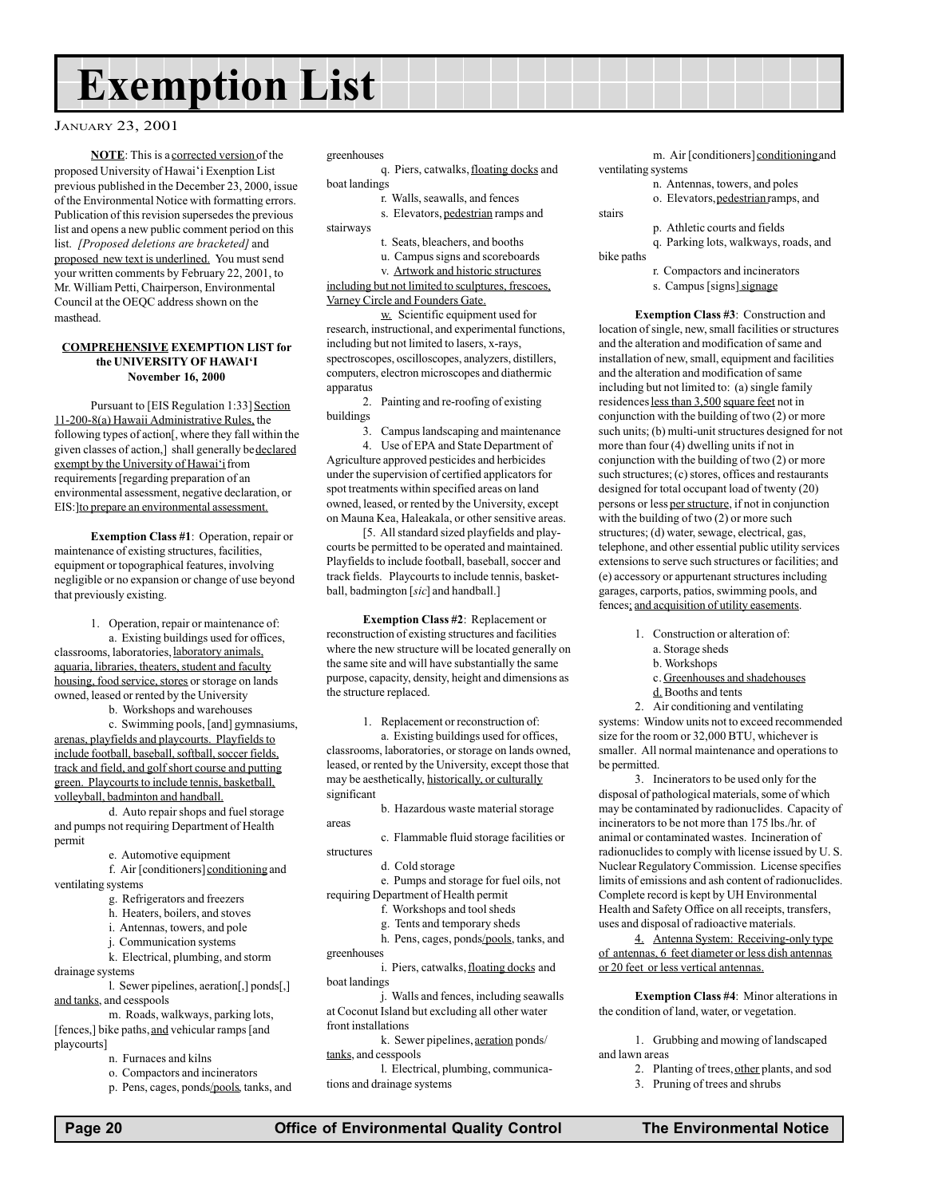# Exemption List

JANUARY 23, 2001

**NOTE**: This is a <u>corrected version</u> of the proposed University of Hawai'i Exenption List previous published in the December 23, 2000, issue of the Environmental Notice with formatting errors. Publication of this revision supersedes the previous list and opens a new public comment period on this list. *[Proposed deletions are bracketed]* and <u>proposed new text is underlined.</u> You must send your written comments by February 22, 2001, to Mr. William Petti, Chairperson, Environmental Council at the OEQC address shown on the masthead.

**<u>COMPREHENSIVE</u> EXEMPTION LIST for the UNIVERSITY OF HAWAI'I November 16, 2000**

Pursuant to [EIS Regulation 1:33] <u>Section 11-200-8(a) Hawaii Administrative Rules,</u> the following types of action[, where they fall within the given classes of action,] shall generally be <u>declared exempt by the University of Hawai'i</u> from requirements [regarding preparation of an environmental assessment, negative declaration, or EIS:] <u>to prepare an environmental assessment.</u>

**Exemption Class #1**: Operation, repair or maintenance of existing structures, facilities, equipment or topographical features, involving negligible or no expansion or change of use beyond that previously existing.

1. Operation, repair or maintenance of:
   - a. Existing buildings used for offices, classrooms, laboratories, <u>laboratory animals, aquaria, libraries, theaters, student and faculty housing, food service, stores</u> or storage on lands owned, leased or rented by the University
   - b. Workshops and warehouses
   - c. Swimming pools, [and] gymnasiums, <u>arenas, playfields and playcourts. Playfields to include football, baseball, softball, soccer fields, track and field, and golf short course and putting green. Playcourts to include tennis, basketball, volleyball, badminton and handball.</u>
   - d. Auto repair shops and fuel storage and pumps not requiring Department of Health permit
   - e. Automotive equipment
   - f. Air [conditioners] <u>conditioning</u> and ventilating systems
   - g. Refrigerators and freezers
   - h. Heaters, boilers, and stoves
   - i. Antennas, towers, and pole
   - j. Communication systems
   - k. Electrical, plumbing, and storm drainage systems
   - l. Sewer pipelines, aeration[,] ponds[,] <u>and tanks</u>, and cesspools
   - m. Roads, walkways, parking lots, [fences,] bike paths, <u>and</u> vehicular ramps [and playcourts]
   - n. Furnaces and kilns
   - o. Compactors and incinerators
   - p. Pens, cages, ponds<u>/pools</u>, tanks, and greenhouses
   - q. Piers, catwalks, <u>floating docks</u> and boat landings
   - r. Walls, seawalls, and fences
   - s. Elevators, <u>pedestrian</u> ramps and stairways
   - t. Seats, bleachers, and booths
   - u. Campus signs and scoreboards
   - v. <u>Artwork and historic structures including but not limited to sculptures, frescoes, Varney Circle and Founders Gate.</u>
   - <u>w.</u> Scientific equipment used for research, instructional, and experimental functions, including but not limited to lasers, x-rays, spectroscopes, oscilloscopes, analyzers, distillers, computers, electron microscopes and diathermic apparatus
2. Painting and re-roofing of existing buildings
3. Campus landscaping and maintenance
4. Use of EPA and State Department of Agriculture approved pesticides and herbicides under the supervision of certified applicators for spot treatments within specified areas on land owned, leased, or rented by the University, except on Mauna Kea, Haleakala, or other sensitive areas.

[5. All standard sized playfields and playcourts be permitted to be operated and maintained. Playfields to include football, baseball, soccer and track fields. Playcourts to include tennis, basketball, badmington [*sic*] and handball.]

**Exemption Class #2**: Replacement or reconstruction of existing structures and facilities where the new structure will be located generally on the same site and will have substantially the same purpose, capacity, density, height and dimensions as the structure replaced.

1. Replacement or reconstruction of:
   - a. Existing buildings used for offices, classrooms, laboratories, or storage on lands owned, leased, or rented by the University, except those that may be aesthetically, <u>historically, or culturally</u> significant
   - b. Hazardous waste material storage areas
   - c. Flammable fluid storage facilities or structures
   - d. Cold storage
   - e. Pumps and storage for fuel oils, not requiring Department of Health permit
   - f. Workshops and tool sheds
   - g. Tents and temporary sheds
   - h. Pens, cages, ponds<u>/pools</u>, tanks, and greenhouses
   - i. Piers, catwalks, <u>floating docks</u> and boat landings
   - j. Walls and fences, including seawalls at Coconut Island but excluding all other water front installations
   - k. Sewer pipelines, <u>aeration</u> ponds/<u>tanks</u>, and cesspools
   - l. Electrical, plumbing, communications and drainage systems
   - m. Air [conditioners] <u>conditioning</u> and ventilating systems
   - n. Antennas, towers, and poles
   - o. Elevators, <u>pedestrian</u> ramps, and stairs
   - p. Athletic courts and fields
   - q. Parking lots, walkways, roads, and bike paths
   - r. Compactors and incinerators
   - s. Campus [signs] <u>signage</u>

**Exemption Class #3**: Construction and location of single, new, small facilities or structures and the alteration and modification of same and installation of new, small, equipment and facilities and the alteration and modification of same including but not limited to: (a) single family residences <u>less than 3,500 square feet</u> not in conjunction with the building of two (2) or more such units; (b) multi-unit structures designed for not more than four (4) dwelling units if not in conjunction with the building of two (2) or more such structures; (c) stores, offices and restaurants designed for total occupant load of twenty (20) persons or less <u>per structure</u>, if not in conjunction with the building of two (2) or more such structures; (d) water, sewage, electrical, gas, telephone, and other essential public utility services extensions to serve such structures or facilities; and (e) accessory or appurtenant structures including garages, carports, patios, swimming pools, and fences<u>; and acquisition of utility easements</u>.

1. Construction or alteration of:
   - a. Storage sheds
   - b. Workshops
   - c. <u>Greenhouses and shadehouses</u>
   - <u>d.</u> Booths and tents
2. Air conditioning and ventilating systems: Window units not to exceed recommended size for the room or 32,000 BTU, whichever is smaller. All normal maintenance and operations to be permitted.
3. Incinerators to be used only for the disposal of pathological materials, some of which may be contaminated by radionuclides. Capacity of incinerators to be not more than 175 lbs./hr. of animal or contaminated wastes. Incineration of radionuclides to comply with license issued by U. S. Nuclear Regulatory Commission. License specifies limits of emissions and ash content of radionuclides. Complete record is kept by UH Environmental Health and Safety Office on all receipts, transfers, uses and disposal of radioactive materials.
4. <u>Antenna System: Receiving-only type of antennas, 6 feet diameter or less dish antennas or 20 feet or less vertical antennas.</u>

**Exemption Class #4**: Minor alterations in the condition of land, water, or vegetation.

1. Grubbing and mowing of landscaped and lawn areas
2. Planting of trees, <u>other</u> plants, and sod
3. Pruning of trees and shrubs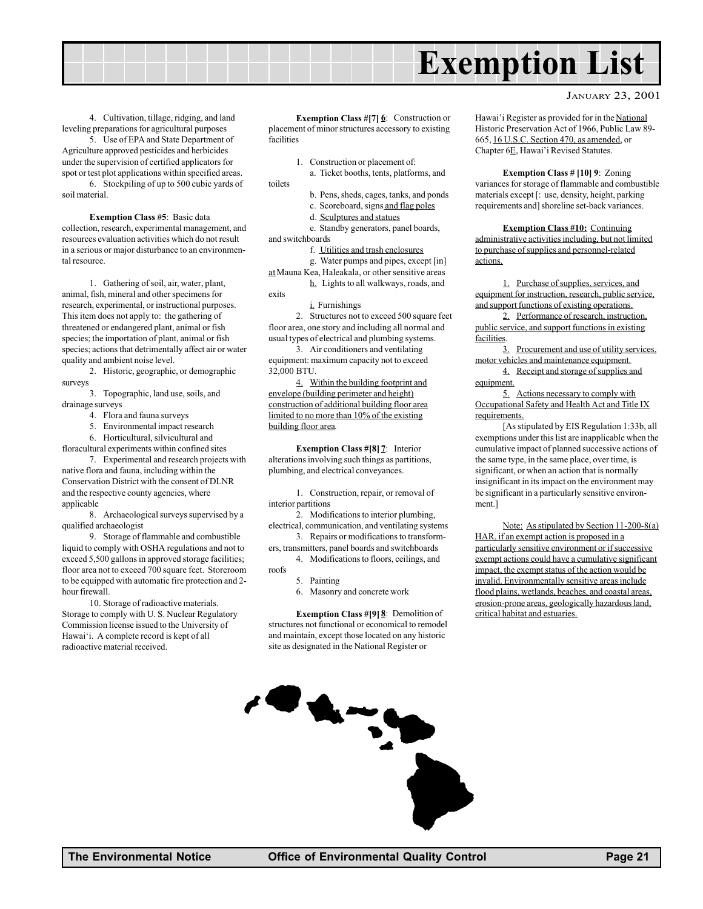# Exemption List

JANUARY 23, 2001

4. Cultivation, tillage, ridging, and land leveling preparations for agricultural purposes

5. Use of EPA and State Department of Agriculture approved pesticides and herbicides under the supervision of certified applicators for spot or test plot applications within specified areas.

6. Stockpiling of up to 500 cubic yards of soil material.

**Exemption Class #5**: Basic data collection, research, experimental management, and resources evaluation activities which do not result in a serious or major disturbance to an environmental resource.

1. Gathering of soil, air, water, plant, animal, fish, mineral and other specimens for research, experimental, or instructional purposes. This item does not apply to: the gathering of threatened or endangered plant, animal or fish species; the importation of plant, animal or fish species; actions that detrimentally affect air or water quality and ambient noise level.

2. Historic, geographic, or demographic surveys

3. Topographic, land use, soils, and drainage surveys

4. Flora and fauna surveys

5. Environmental impact research

6. Horticultural, silvicultural and floracultural experiments within confined sites

7. Experimental and research projects with native flora and fauna, including within the Conservation District with the consent of DLNR and the respective county agencies, where applicable

8. Archaeological surveys supervised by a qualified archaeologist

9. Storage of flammable and combustible liquid to comply with OSHA regulations and not to exceed 5,500 gallons in approved storage facilities; floor area not to exceed 700 square feet. Storeroom to be equipped with automatic fire protection and 2-hour firewall.

10. Storage of radioactive materials. Storage to comply with U. S. Nuclear Regulatory Commission license issued to the University of Hawai'i. A complete record is kept of all radioactive material received.

**Exemption Class #[7] 6**: Construction or placement of minor structures accessory to existing facilities

1. Construction or placement of:
   a. Ticket booths, tents, platforms, and toilets
   b. Pens, sheds, cages, tanks, and ponds
   c. Scoreboard, signs and flag poles
   d. Sculptures and statues
   e. Standby generators, panel boards, and switchboards
   f. Utilities and trash enclosures
   g. Water pumps and pipes, except [in] at Mauna Kea, Haleakala, or other sensitive areas
   h. Lights to all walkways, roads, and exits
   i. Furnishings

2. Structures not to exceed 500 square feet floor area, one story and including all normal and usual types of electrical and plumbing systems.

3. Air conditioners and ventilating equipment: maximum capacity not to exceed 32,000 BTU.

4. Within the building footprint and envelope (building perimeter and height) construction of additional building floor area limited to no more than 10% of the existing building floor area.

**Exemption Class #[8] 7**: Interior alterations involving such things as partitions, plumbing, and electrical conveyances.

1. Construction, repair, or removal of interior partitions

2. Modifications to interior plumbing, electrical, communication, and ventilating systems

3. Repairs or modifications to transformers, transmitters, panel boards and switchboards

4. Modifications to floors, ceilings, and roofs

5. Painting

6. Masonry and concrete work

**Exemption Class #[9] 8**: Demolition of structures not functional or economical to remodel and maintain, except those located on any historic site as designated in the National Register or Hawai'i Register as provided for in the National Historic Preservation Act of 1966, Public Law 89-665, 16 U.S.C. Section 470, as amended, or Chapter 6E, Hawai'i Revised Statutes.

**Exemption Class # [10] 9**: Zoning variances for storage of flammable and combustible materials except [: use, density, height, parking requirements and] shoreline set-back variances.

**Exemption Class #10:** Continuing administrative activities including, but not limited to purchase of supplies and personnel-related actions.

1. Purchase of supplies, services, and equipment for instruction, research, public service, and support functions of existing operations.

2. Performance of research, instruction, public service, and support functions in existing facilities.

3. Procurement and use of utility services, motor vehicles and maintenance equipment.

4. Receipt and storage of supplies and equipment.

5. Actions necessary to comply with Occupational Safety and Health Act and Title IX requirements.

[As stipulated by EIS Regulation 1:33b, all exemptions under this list are inapplicable when the cumulative impact of planned successive actions of the same type, in the same place, over time, is significant, or when an action that is normally insignificant in its impact on the environment may be significant in a particularly sensitive environment.]

Note: As stipulated by Section 11-200-8(a) HAR, if an exempt action is proposed in a particularly sensitive environment or if successive exempt actions could have a cumulative significant impact, the exempt status of the action would be invalid. Environmentally sensitive areas include flood plains, wetlands, beaches, and coastal areas, erosion-prone areas, geologically hazardous land, critical habitat and estuaries.